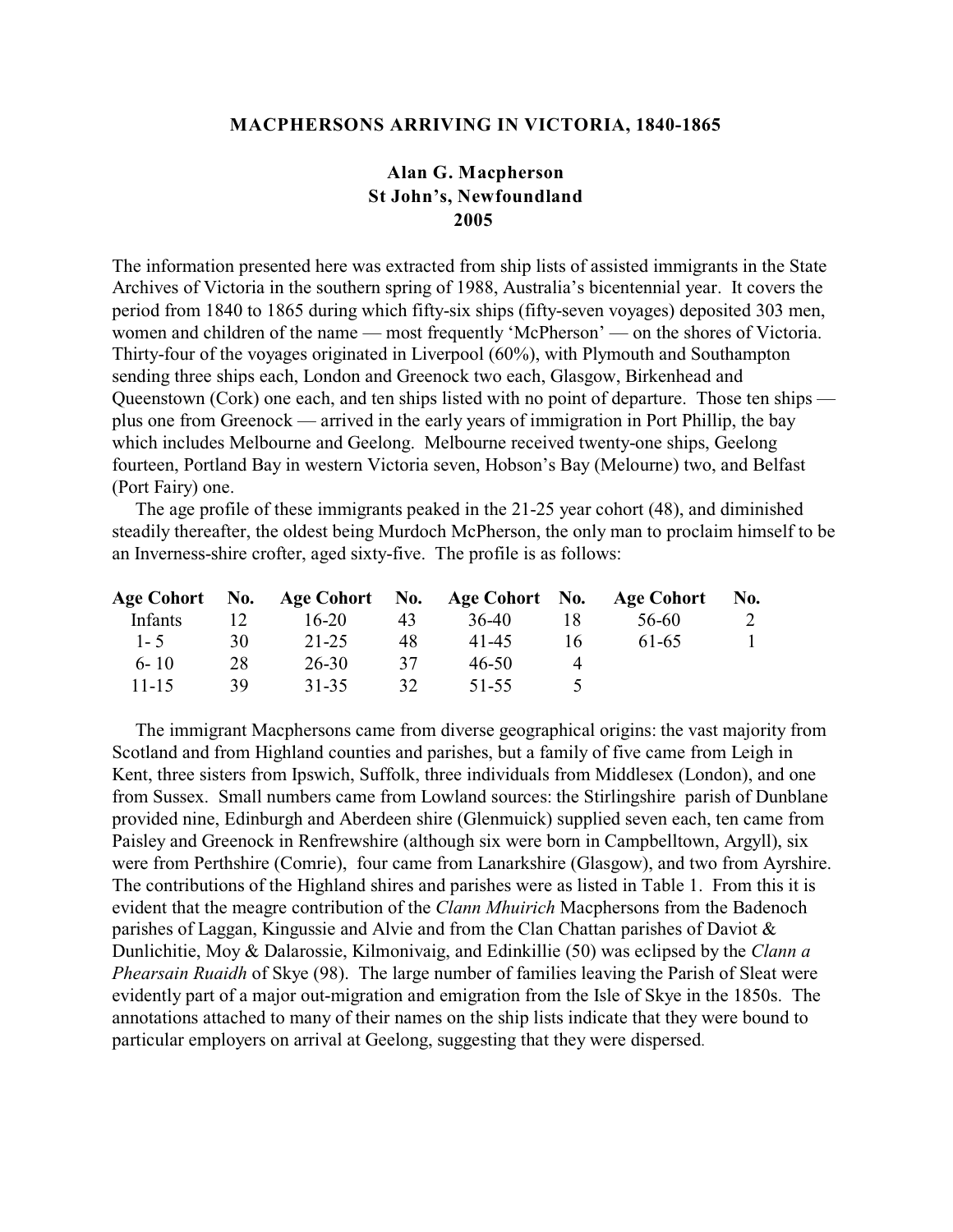# MACPHERSONS ARRIVING IN VICTORIA, 1840-1865

**Alan G. Macpherson**
**St John's, Newfoundland**
**2005**

The information presented here was extracted from ship lists of assisted immigrants in the State Archives of Victoria in the southern spring of 1988, Australia's bicentennial year. It covers the period from 1840 to 1865 during which fifty-six ships (fifty-seven voyages) deposited 303 men, women and children of the name — most frequently 'McPherson' — on the shores of Victoria. Thirty-four of the voyages originated in Liverpool (60%), with Plymouth and Southampton sending three ships each, London and Greenock two each, Glasgow, Birkenhead and Queenstown (Cork) one each, and ten ships listed with no point of departure. Those ten ships — plus one from Greenock — arrived in the early years of immigration in Port Phillip, the bay which includes Melbourne and Geelong. Melbourne received twenty-one ships, Geelong fourteen, Portland Bay in western Victoria seven, Hobson's Bay (Melourne) two, and Belfast (Port Fairy) one.

The age profile of these immigrants peaked in the 21-25 year cohort (48), and diminished steadily thereafter, the oldest being Murdoch McPherson, the only man to proclaim himself to be an Inverness-shire crofter, aged sixty-five. The profile is as follows:

| Age Cohort | No. | Age Cohort | No. | Age Cohort | No. | Age Cohort | No. |
|---|---|---|---|---|---|---|---|
| Infants | 12 | 16-20 | 43 | 36-40 | 18 | 56-60 | 2 |
| 1- 5 | 30 | 21-25 | 48 | 41-45 | 16 | 61-65 | 1 |
| 6- 10 | 28 | 26-30 | 37 | 46-50 | 4 | | |
| 11-15 | 39 | 31-35 | 32 | 51-55 | 5 | | |

The immigrant Macphersons came from diverse geographical origins: the vast majority from Scotland and from Highland counties and parishes, but a family of five came from Leigh in Kent, three sisters from Ipswich, Suffolk, three individuals from Middlesex (London), and one from Sussex. Small numbers came from Lowland sources: the Stirlingshire parish of Dunblane provided nine, Edinburgh and Aberdeen shire (Glenmuick) supplied seven each, ten came from Paisley and Greenock in Renfrewshire (although six were born in Campbelltown, Argyll), six were from Perthshire (Comrie), four came from Lanarkshire (Glasgow), and two from Ayrshire. The contributions of the Highland shires and parishes were as listed in Table 1. From this it is evident that the meagre contribution of the *Clann Mhuirich* Macphersons from the Badenoch parishes of Laggan, Kingussie and Alvie and from the Clan Chattan parishes of Daviot & Dunlichitie, Moy & Dalarossie, Kilmonivaig, and Edinkillie (50) was eclipsed by the *Clann a Phearsain Ruaidh* of Skye (98). The large number of families leaving the Parish of Sleat were evidently part of a major out-migration and emigration from the Isle of Skye in the 1850s. The annotations attached to many of their names on the ship lists indicate that they were bound to particular employers on arrival at Geelong, suggesting that they were dispersed.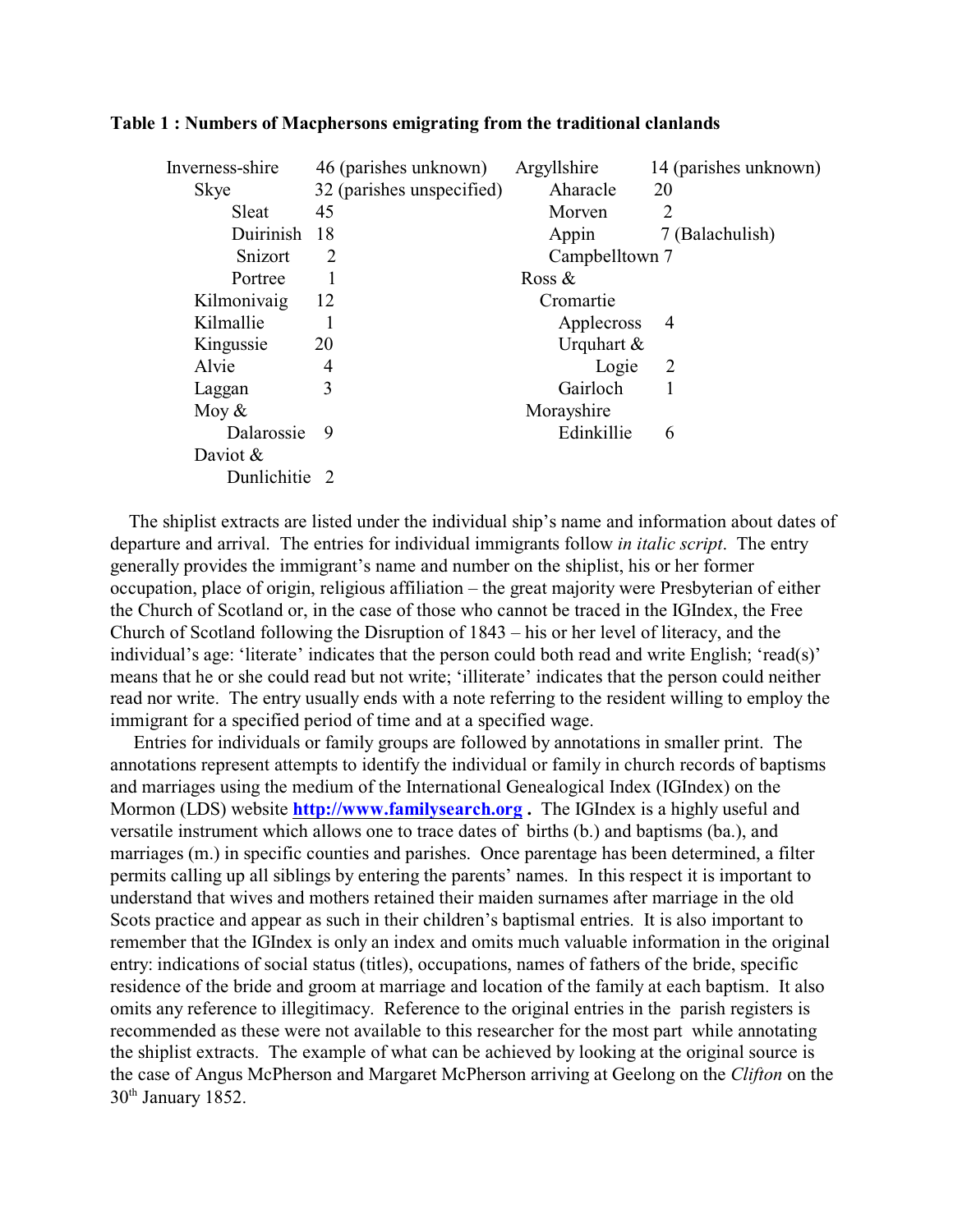**Table 1 : Numbers of Macphersons emigrating from the traditional clanlands**

| Place | Number | Place | Number |
|---|---|---|---|
| Inverness-shire | 46 (parishes unknown) | Argyllshire | 14 (parishes unknown) |
| Skye | 32 (parishes unspecified) | Aharacle | 20 |
| Sleat | 45 | Morven | 2 |
| Duirinish | 18 | Appin | 7 (Balachulish) |
| Snizort | 2 | Campbelltown | 7 |
| Portree | 1 | Ross & Cromartie | |
| Kilmonivaig | 12 | Applecross | 4 |
| Kilmallie | 1 | Urquhart & Logie | 2 |
| Kingussie | 20 | Gairloch | 1 |
| Alvie | 4 | Morayshire | |
| Laggan | 3 | Edinkillie | 6 |
| Moy & Dalarossie | 9 | | |
| Daviot & Dunlichitie | 2 | | |

The shiplist extracts are listed under the individual ship's name and information about dates of departure and arrival. The entries for individual immigrants follow *in italic script*. The entry generally provides the immigrant's name and number on the shiplist, his or her former occupation, place of origin, religious affiliation – the great majority were Presbyterian of either the Church of Scotland or, in the case of those who cannot be traced in the IGIndex, the Free Church of Scotland following the Disruption of 1843 – his or her level of literacy, and the individual's age: 'literate' indicates that the person could both read and write English; 'read(s)' means that he or she could read but not write; 'illiterate' indicates that the person could neither read nor write. The entry usually ends with a note referring to the resident willing to employ the immigrant for a specified period of time and at a specified wage.

Entries for individuals or family groups are followed by annotations in smaller print. The annotations represent attempts to identify the individual or family in church records of baptisms and marriages using the medium of the International Genealogical Index (IGIndex) on the Mormon (LDS) website **http://www.familysearch.org .** The IGIndex is a highly useful and versatile instrument which allows one to trace dates of births (b.) and baptisms (ba.), and marriages (m.) in specific counties and parishes. Once parentage has been determined, a filter permits calling up all siblings by entering the parents' names. In this respect it is important to understand that wives and mothers retained their maiden surnames after marriage in the old Scots practice and appear as such in their children's baptismal entries. It is also important to remember that the IGIndex is only an index and omits much valuable information in the original entry: indications of social status (titles), occupations, names of fathers of the bride, specific residence of the bride and groom at marriage and location of the family at each baptism. It also omits any reference to illegitimacy. Reference to the original entries in the parish registers is recommended as these were not available to this researcher for the most part while annotating the shiplist extracts. The example of what can be achieved by looking at the original source is the case of Angus McPherson and Margaret McPherson arriving at Geelong on the *Clifton* on the 30th January 1852.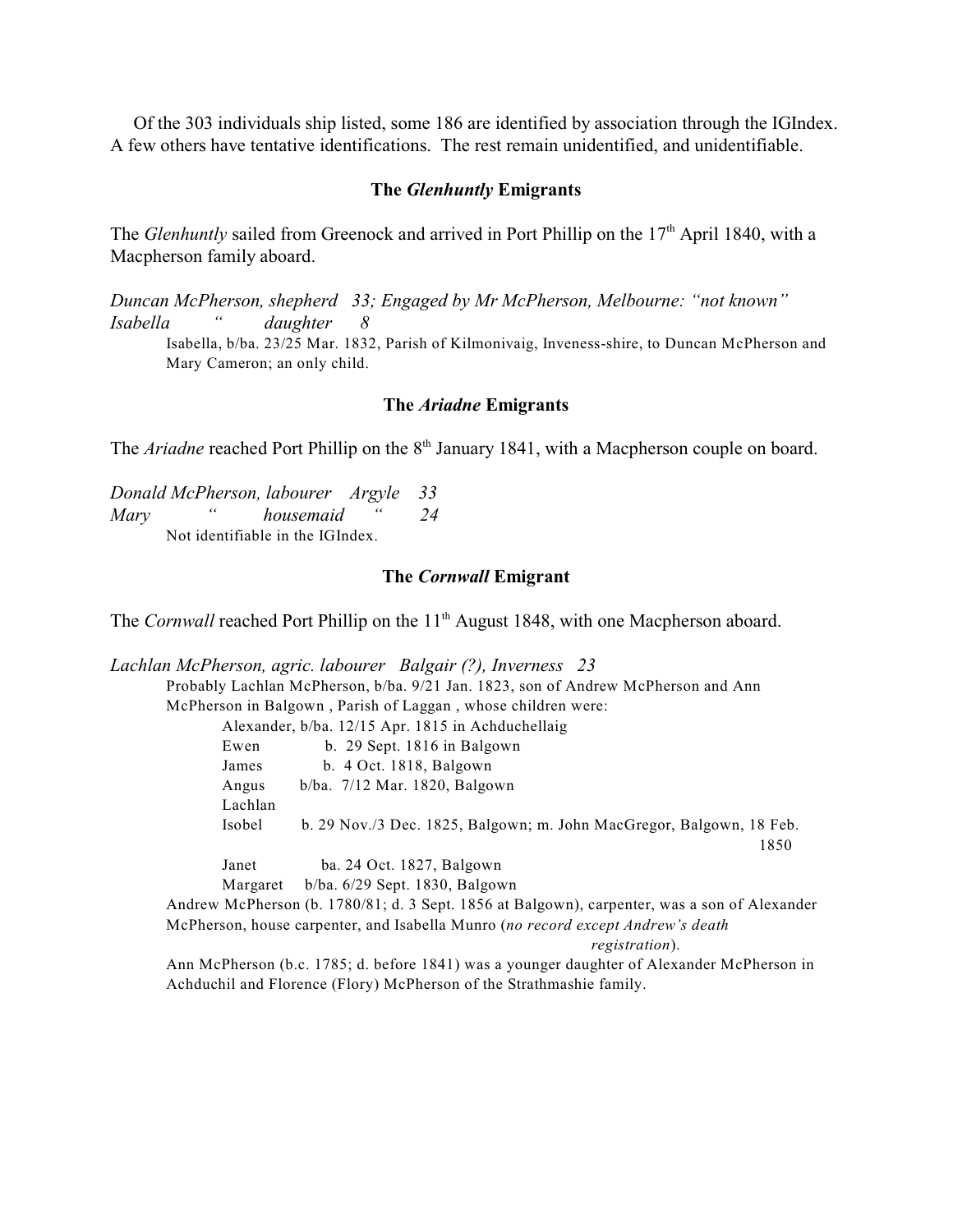Of the 303 individuals ship listed, some 186 are identified by association through the IGIndex. A few others have tentative identifications. The rest remain unidentified, and unidentifiable.

### The *Glenhuntly* Emigrants

The *Glenhuntly* sailed from Greenock and arrived in Port Phillip on the 17th April 1840, with a Macpherson family aboard.

*Duncan McPherson, shepherd 33; Engaged by Mr McPherson, Melbourne: "not known"*
*Isabella " daughter 8*

> Isabella, b/ba. 23/25 Mar. 1832, Parish of Kilmonivaig, Inveness-shire, to Duncan McPherson and Mary Cameron; an only child.

### The *Ariadne* Emigrants

The *Ariadne* reached Port Phillip on the 8th January 1841, with a Macpherson couple on board.

*Donald McPherson, labourer Argyle 33*
*Mary " housemaid " 24*

> Not identifiable in the IGIndex.

### The *Cornwall* Emigrant

The *Cornwall* reached Port Phillip on the 11th August 1848, with one Macpherson aboard.

*Lachlan McPherson, agric. labourer Balgair (?), Inverness 23*

> Probably Lachlan McPherson, b/ba. 9/21 Jan. 1823, son of Andrew McPherson and Ann McPherson in Balgown , Parish of Laggan , whose children were:
>
> - Alexander, b/ba. 12/15 Apr. 1815 in Achduchellaig
> - Ewen b. 29 Sept. 1816 in Balgown
> - James b. 4 Oct. 1818, Balgown
> - Angus b/ba. 7/12 Mar. 1820, Balgown
> - Lachlan
> - Isobel b. 29 Nov./3 Dec. 1825, Balgown; m. John MacGregor, Balgown, 18 Feb. 1850
> - Janet ba. 24 Oct. 1827, Balgown
> - Margaret b/ba. 6/29 Sept. 1830, Balgown
>
> Andrew McPherson (b. 1780/81; d. 3 Sept. 1856 at Balgown), carpenter, was a son of Alexander McPherson, house carpenter, and Isabella Munro (*no record except Andrew's death registration*).
>
> Ann McPherson (b.c. 1785; d. before 1841) was a younger daughter of Alexander McPherson in Achduchil and Florence (Flory) McPherson of the Strathmashie family.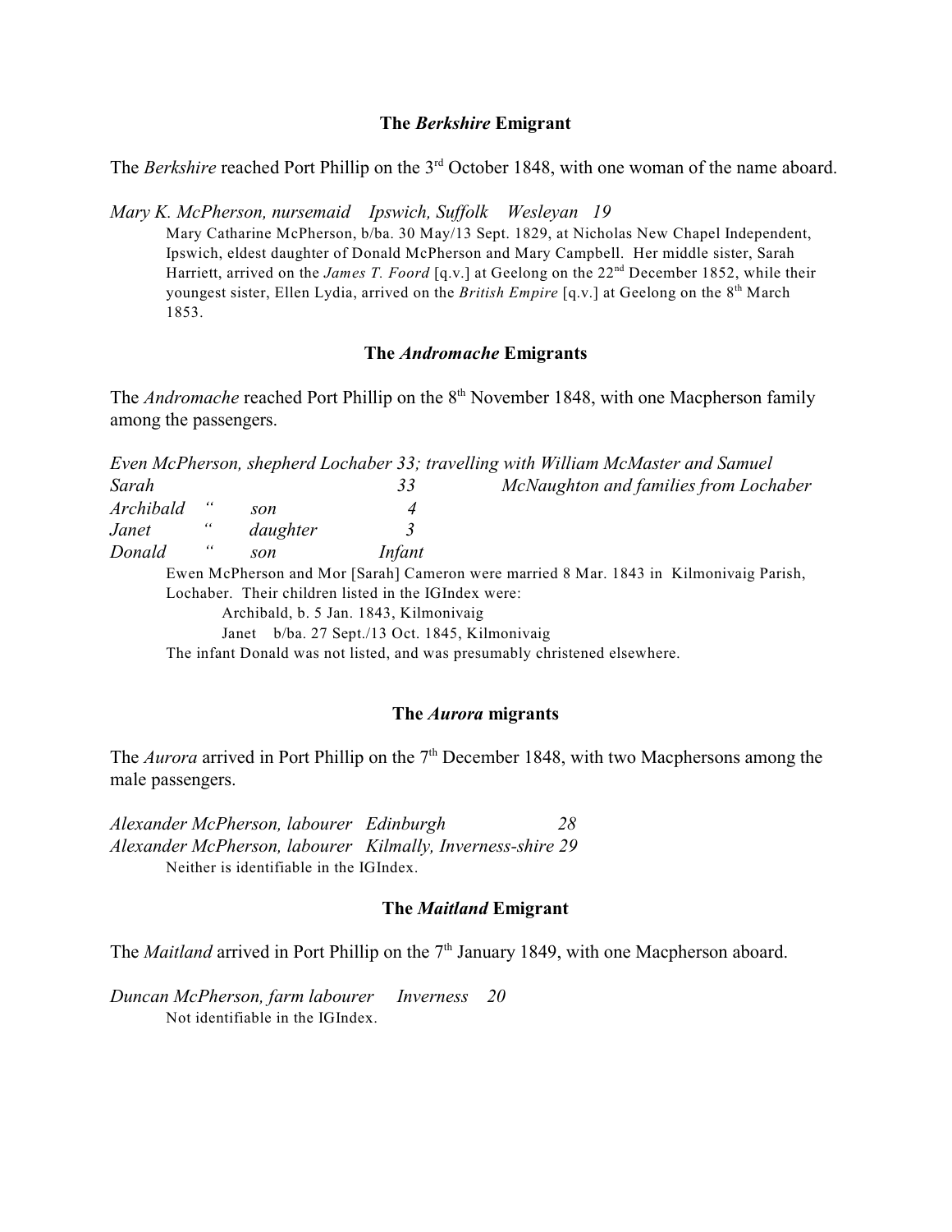### The *Berkshire* Emigrant

The *Berkshire* reached Port Phillip on the 3rd October 1848, with one woman of the name aboard.

*Mary K. McPherson, nursemaid    Ipswich, Suffolk    Wesleyan   19*

> Mary Catharine McPherson, b/ba. 30 May/13 Sept. 1829, at Nicholas New Chapel Independent, Ipswich, eldest daughter of Donald McPherson and Mary Campbell. Her middle sister, Sarah Harriett, arrived on the *James T. Foord* [q.v.] at Geelong on the 22nd December 1852, while their youngest sister, Ellen Lydia, arrived on the *British Empire* [q.v.] at Geelong on the 8th March 1853.

### The *Andromache* Emigrants

The *Andromache* reached Port Phillip on the 8th November 1848, with one Macpherson family among the passengers.

| | | | | |
|---|---|---|---|---|
| *Even McPherson, shepherd* | | *Lochaber* | *33;* | *travelling with William McMaster and Samuel* |
| *Sarah* | | | *33* | *McNaughton and families from Lochaber* |
| *Archibald* | *"* | *son* | *4* | |
| *Janet* | *"* | *daughter* | *3* | |
| *Donald* | *"* | *son* | *Infant* | |

> Ewen McPherson and Mor [Sarah] Cameron were married 8 Mar. 1843 in Kilmonivaig Parish, Lochaber. Their children listed in the IGIndex were:
>
> Archibald, b. 5 Jan. 1843, Kilmonivaig
>
> Janet b/ba. 27 Sept./13 Oct. 1845, Kilmonivaig
>
> The infant Donald was not listed, and was presumably christened elsewhere.

### The *Aurora* migrants

The *Aurora* arrived in Port Phillip on the 7th December 1848, with two Macphersons among the male passengers.

*Alexander McPherson, labourer   Edinburgh   28*
*Alexander McPherson, labourer   Kilmally, Inverness-shire 29*

> Neither is identifiable in the IGIndex.

### The *Maitland* Emigrant

The *Maitland* arrived in Port Phillip on the 7th January 1849, with one Macpherson aboard.

*Duncan McPherson, farm labourer     Inverness    20*

> Not identifiable in the IGIndex.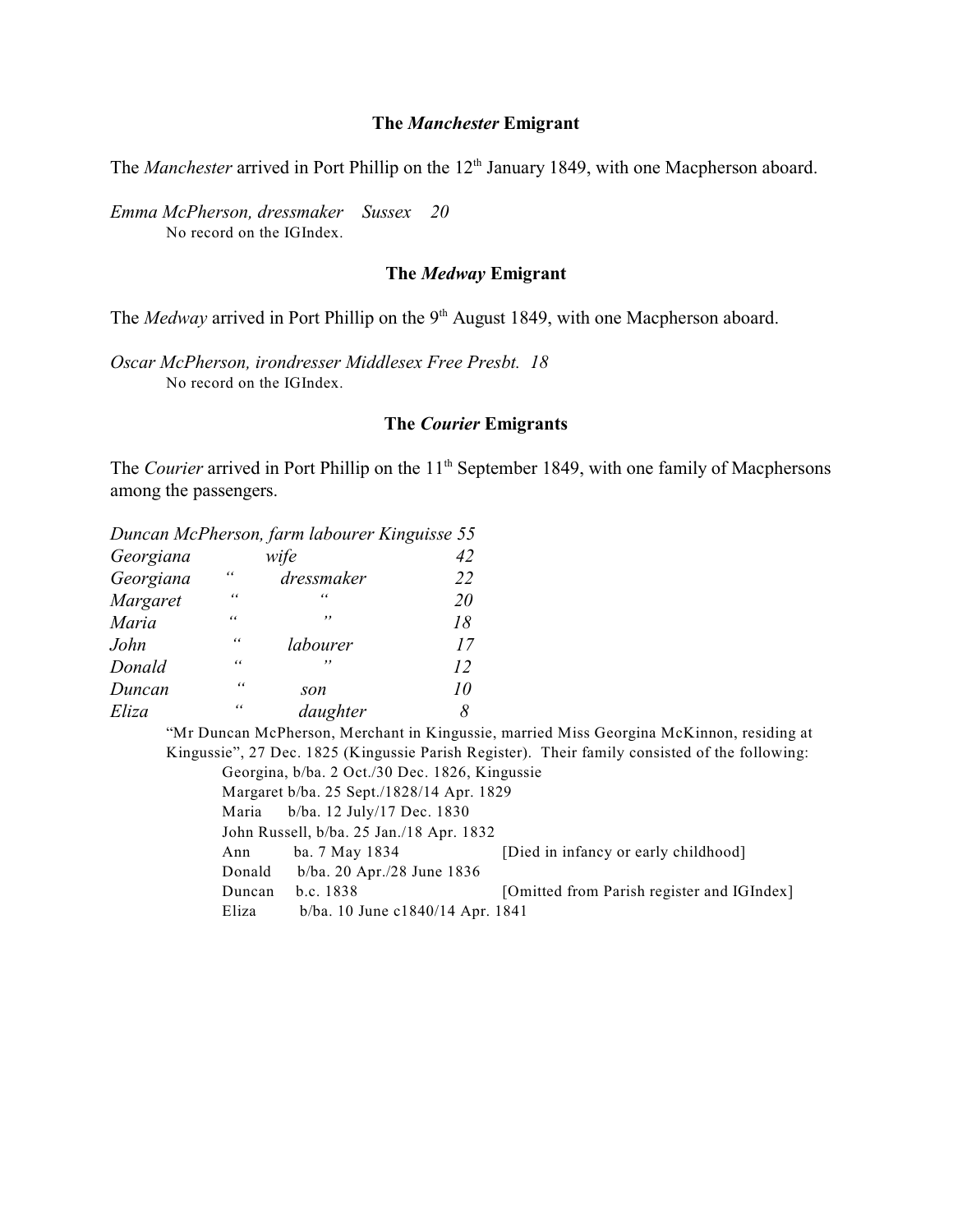### The *Manchester* Emigrant

The *Manchester* arrived in Port Phillip on the 12th January 1849, with one Macpherson aboard.

*Emma McPherson, dressmaker Sussex 20*

No record on the IGIndex.

### The *Medway* Emigrant

The *Medway* arrived in Port Phillip on the 9th August 1849, with one Macpherson aboard.

*Oscar McPherson, irondresser Middlesex Free Presbt. 18*

No record on the IGIndex.

### The *Courier* Emigrants

The *Courier* arrived in Port Phillip on the 11th September 1849, with one family of Macphersons among the passengers.

| | | | |
|---|---|---|---|
| *Duncan McPherson, farm labourer Kinguisse* | | | *55* |
| *Georgiana* | | *wife* | *42* |
| *Georgiana* | *"* | *dressmaker* | *22* |
| *Margaret* | *"* | *"* | *20* |
| *Maria* | *"* | *"* | *18* |
| *John* | *"* | *labourer* | *17* |
| *Donald* | *"* | *"* | *12* |
| *Duncan* | *"* | *son* | *10* |
| *Eliza* | *"* | *daughter* | *8* |

"Mr Duncan McPherson, Merchant in Kingussie, married Miss Georgina McKinnon, residing at Kingussie", 27 Dec. 1825 (Kingussie Parish Register). Their family consisted of the following:

| | | |
|---|---|---|
| Georgina, b/ba. 2 Oct./30 Dec. 1826, Kingussie | | |
| Margaret b/ba. 25 Sept./1828/14 Apr. 1829 | | |
| Maria | b/ba. 12 July/17 Dec. 1830 | |
| John Russell, b/ba. 25 Jan./18 Apr. 1832 | | |
| Ann | ba. 7 May 1834 | [Died in infancy or early childhood] |
| Donald | b/ba. 20 Apr./28 June 1836 | |
| Duncan | b.c. 1838 | [Omitted from Parish register and IGIndex] |
| Eliza | b/ba. 10 June c1840/14 Apr. 1841 | |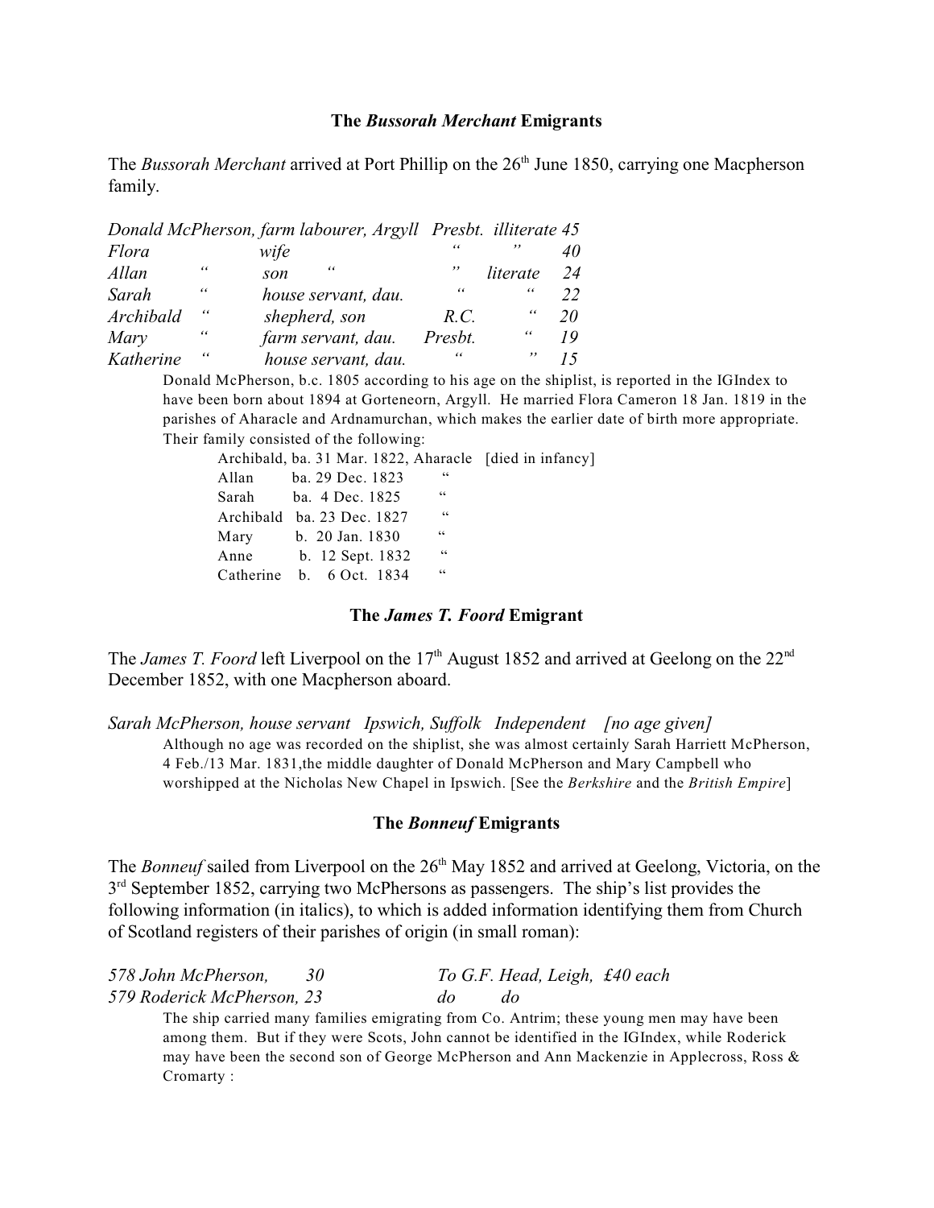### The *Bussorah Merchant* Emigrants

The *Bussorah Merchant* arrived at Port Phillip on the 26th June 1850, carrying one Macpherson family.

| | | | | | |
|---|---|---|---|---|---|
| *Donald McPherson,* | | *farm labourer, Argyll* | *Presbt.* | *illiterate* | *45* |
| *Flora* | | *wife* | " | " | *40* |
| *Allan* | " | *son* " | " | *literate* | *24* |
| *Sarah* | " | *house servant, dau.* | " | " | *22* |
| *Archibald* | " | *shepherd, son* | *R.C.* | " | *20* |
| *Mary* | " | *farm servant, dau.* | *Presbt.* | " | *19* |
| *Katherine* | " | *house servant, dau.* | " | " | *15* |

Donald McPherson, b.c. 1805 according to his age on the shiplist, is reported in the IGIndex to have been born about 1894 at Gorteneorn, Argyll. He married Flora Cameron 18 Jan. 1819 in the parishes of Aharacle and Ardnamurchan, which makes the earlier date of birth more appropriate. Their family consisted of the following:

| | | | |
|---|---|---|---|
| Archibald, | ba. 31 Mar. 1822, | Aharacle | [died in infancy] |
| Allan | ba. 29 Dec. 1823 | " | |
| Sarah | ba. 4 Dec. 1825 | " | |
| Archibald | ba. 23 Dec. 1827 | " | |
| Mary | b. 20 Jan. 1830 | " | |
| Anne | b. 12 Sept. 1832 | " | |
| Catherine | b. 6 Oct. 1834 | " | |

### The *James T. Foord* Emigrant

The *James T. Foord* left Liverpool on the 17th August 1852 and arrived at Geelong on the 22nd December 1852, with one Macpherson aboard.

*Sarah McPherson, house servant Ipswich, Suffolk Independent [no age given]*

Although no age was recorded on the shiplist, she was almost certainly Sarah Harriett McPherson, 4 Feb./13 Mar. 1831,the middle daughter of Donald McPherson and Mary Campbell who worshipped at the Nicholas New Chapel in Ipswich. [See the *Berkshire* and the *British Empire*]

### The *Bonneuf* Emigrants

The *Bonneuf* sailed from Liverpool on the 26th May 1852 and arrived at Geelong, Victoria, on the 3rd September 1852, carrying two McPhersons as passengers. The ship's list provides the following information (in italics), to which is added information identifying them from Church of Scotland registers of their parishes of origin (in small roman):

*578 John McPherson, 30 To G.F. Head, Leigh, £40 each*
*579 Roderick McPherson, 23 do do*

The ship carried many families emigrating from Co. Antrim; these young men may have been among them. But if they were Scots, John cannot be identified in the IGIndex, while Roderick may have been the second son of George McPherson and Ann Mackenzie in Applecross, Ross & Cromarty :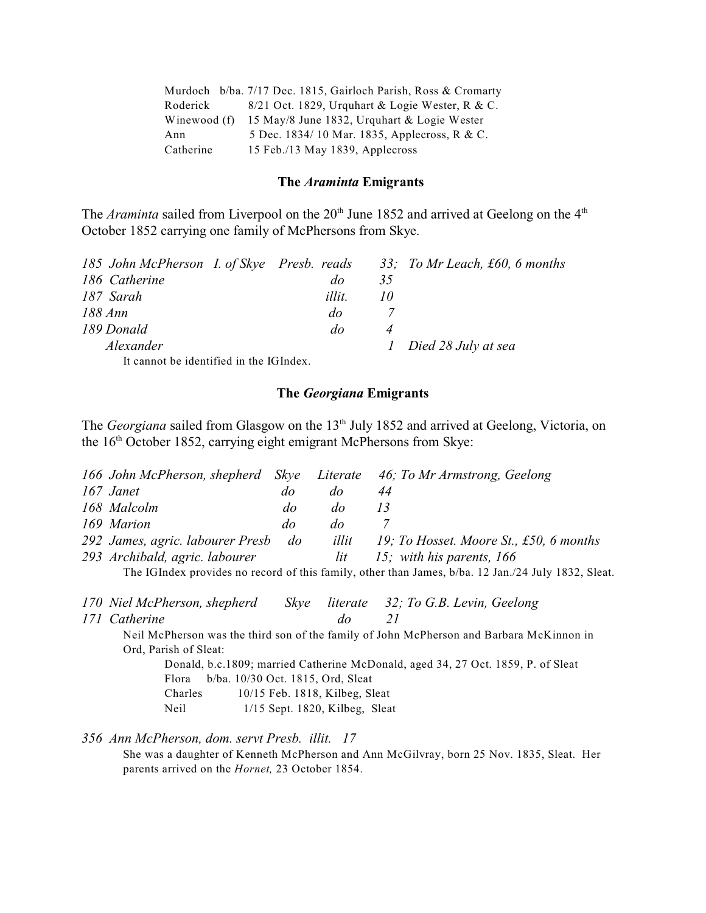Murdoch b/ba. 7/17 Dec. 1815, Gairloch Parish, Ross & Cromarty
Roderick 8/21 Oct. 1829, Urquhart & Logie Wester, R & C.
Winewood (f) 15 May/8 June 1832, Urquhart & Logie Wester
Ann 5 Dec. 1834/ 10 Mar. 1835, Applecross, R & C.
Catherine 15 Feb./13 May 1839, Applecross

### The *Araminta* Emigrants

The *Araminta* sailed from Liverpool on the 20th June 1852 and arrived at Geelong on the 4th October 1852 carrying one family of McPhersons from Skye.

| | | | | | |
|---|---|---|---|---|---|
| *185* | *John McPherson* | *I. of Skye Presb.* | *reads* | *33;* | *To Mr Leach, £60, 6 months* |
| *186* | *Catherine* | | *do* | *35* | |
| *187* | *Sarah* | | *illit.* | *10* | |
| *188* | *Ann* | | *do* | *7* | |
| *189* | *Donald* | | *do* | *4* | |
| | *Alexander* | | | *1* | *Died 28 July at sea* |

It cannot be identified in the IGIndex.

### The *Georgiana* Emigrants

The *Georgiana* sailed from Glasgow on the 13th July 1852 and arrived at Geelong, Victoria, on the 16th October 1852, carrying eight emigrant McPhersons from Skye:

| | | | | | |
|---|---|---|---|---|---|
| *166* | *John McPherson, shepherd* | *Skye* | *Literate* | *46;* | *To Mr Armstrong, Geelong* |
| *167* | *Janet* | *do* | *do* | *44* | |
| *168* | *Malcolm* | *do* | *do* | *13* | |
| *169* | *Marion* | *do* | *do* | *7* | |
| *292* | *James, agric. labourer Presb* | *do* | *illit* | *19;* | *To Hosset. Moore St., £50, 6 months* |
| *293* | *Archibald, agric. labourer* | | *lit* | *15;* | *with his parents, 166* |

The IGIndex provides no record of this family, other than James, b/ba. 12 Jan./24 July 1832, Sleat.

| | | | | | |
|---|---|---|---|---|---|
| *170* | *Niel McPherson, shepherd* | *Skye* | *literate* | *32;* | *To G.B. Levin, Geelong* |
| *171* | *Catherine* | | *do* | *21* | |

Neil McPherson was the third son of the family of John McPherson and Barbara McKinnon in Ord, Parish of Sleat:

Donald, b.c.1809; married Catherine McDonald, aged 34, 27 Oct. 1859, P. of Sleat
Flora b/ba. 10/30 Oct. 1815, Ord, Sleat
Charles 10/15 Feb. 1818, Kilbeg, Sleat
Neil 1/15 Sept. 1820, Kilbeg, Sleat

*356 Ann McPherson, dom. servt Presb. illit. 17*

She was a daughter of Kenneth McPherson and Ann McGilvray, born 25 Nov. 1835, Sleat. Her parents arrived on the *Hornet,* 23 October 1854.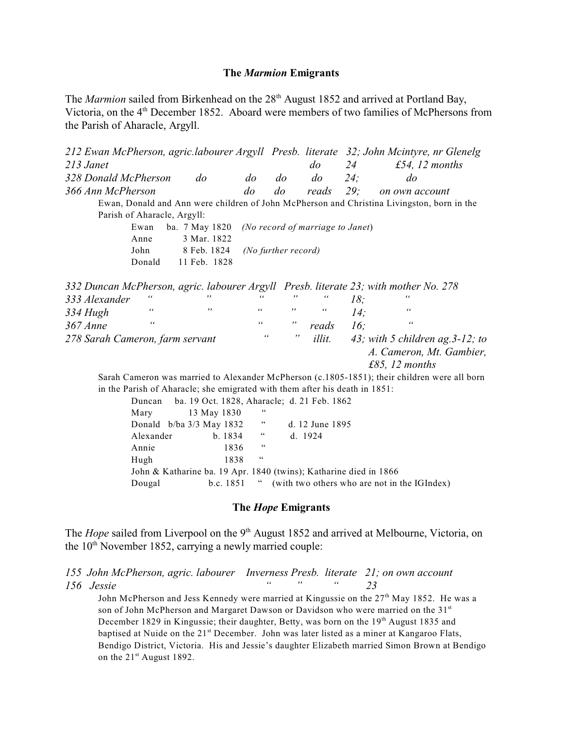## The *Marmion* Emigrants

The *Marmion* sailed from Birkenhead on the 28th August 1852 and arrived at Portland Bay, Victoria, on the 4th December 1852. Aboard were members of two families of McPhersons from the Parish of Aharacle, Argyll.

| | | | | | | |
|---|---|---|---|---|---|---|
| *212 Ewan McPherson, agric.labourer* | *Argyll* | *Presb.* | *literate* | *32;* | *John Mcintyre, nr Glenelg* |
| *213 Janet* | | | *do* | *24* | *£54, 12 months* |
| *328 Donald McPherson* | *do* | *do* | *do* | *do* | *24;* | *do* |
| *366 Ann McPherson* | | *do* | *do* | *reads* | *29;* | *on own account* |

Ewan, Donald and Ann were children of John McPherson and Christina Livingston, born in the Parish of Aharacle, Argyll:

| | | |
|---|---|---|
| Ewan | ba. 7 May 1820 | *(No record of marriage to Janet)* |
| Anne | 3 Mar. 1822 | |
| John | 8 Feb. 1824 | *(No further record)* |
| Donald | 11 Feb. 1828 | |

| | | | | | | |
|---|---|---|---|---|---|---|
| *332 Duncan McPherson, agric. labourer* | *Argyll* | *Presb.* | *literate* | *23;* | *with mother No. 278* |
| *333 Alexander* | *"* | *"* | *"* | *"* | *"* | *18;* | *"* |
| *334 Hugh* | *"* | *"* | *"* | *"* | *"* | *14;* | *"* |
| *367 Anne* | *"* | | *"* | *"* | *reads* | *16;* | *"* |
| *278 Sarah Cameron, farm servant* | | *"* | *"* | *illit.* | *43; with 5 children ag.3-12; to A. Cameron, Mt. Gambier, £85, 12 months* |

Sarah Cameron was married to Alexander McPherson (c.1805-1851); their children were all born in the Parish of Aharacle; she emigrated with them after his death in 1851:

| | | | |
|---|---|---|---|
| Duncan | ba. 19 Oct. 1828, Aharacle; | | d. 21 Feb. 1862 |
| Mary | 13 May 1830 | " | |
| Donald | b/ba 3/3 May 1832 | " | d. 12 June 1895 |
| Alexander | b. 1834 | " | d. 1924 |
| Annie | 1836 | " | |
| Hugh | 1838 | " | |

John & Katharine ba. 19 Apr. 1840 (twins); Katharine died in 1866

Dougal b.c. 1851 " (with two others who are not in the IGIndex)

## The *Hope* Emigrants

The *Hope* sailed from Liverpool on the 9th August 1852 and arrived at Melbourne, Victoria, on the 10th November 1852, carrying a newly married couple:

| | | | | |
|---|---|---|---|---|
| *155 John McPherson, agric. labourer* | *Inverness* | *Presb.* | *literate* | *21; on own account* |
| *156 Jessie* | *"* | *"* | *"* | *23* |

John McPherson and Jess Kennedy were married at Kingussie on the 27th May 1852. He was a son of John McPherson and Margaret Dawson or Davidson who were married on the 31st December 1829 in Kingussie; their daughter, Betty, was born on the 19th August 1835 and baptised at Nuide on the 21st December. John was later listed as a miner at Kangaroo Flats, Bendigo District, Victoria. His and Jessie's daughter Elizabeth married Simon Brown at Bendigo on the 21st August 1892.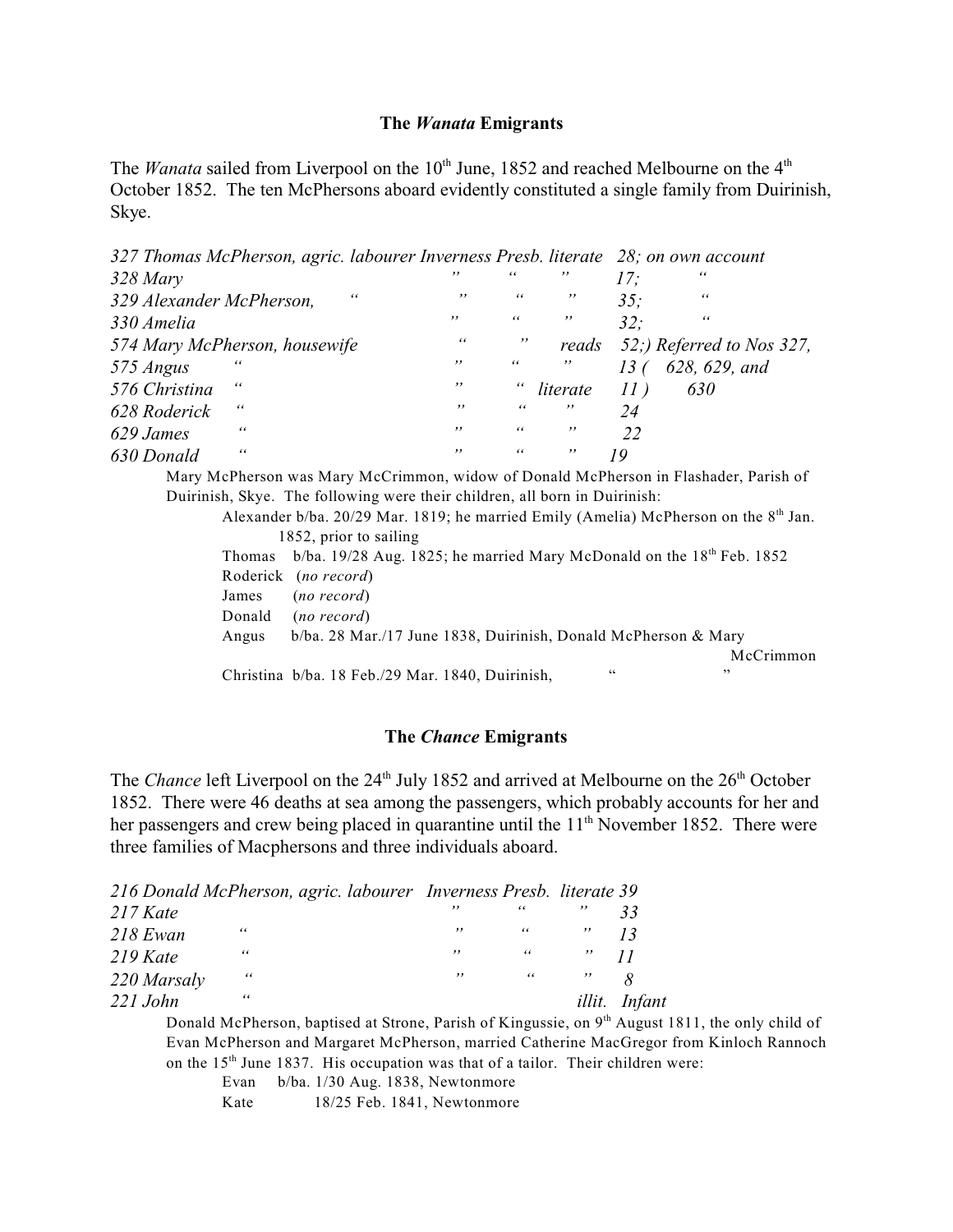## The *Wanata* Emigrants

The *Wanata* sailed from Liverpool on the 10th June, 1852 and reached Melbourne on the 4th October 1852. The ten McPhersons aboard evidently constituted a single family from Duirinish, Skye.

| | | | | | | |
|---|---|---|---|---|---|---|
| *327 Thomas McPherson, agric. labourer* | *Inverness* | *Presb.* | *literate* | *28;* | *on own account* | |
| *328 Mary* | *"* | *"* | *"* | *17;* | *"* | |
| *329 Alexander McPherson, "* | *"* | *"* | *"* | *35;* | *"* | |
| *330 Amelia* | *"* | *"* | *"* | *32;* | *"* | |
| *574 Mary McPherson, housewife* | *"* | *"* | *reads* | *52;)* | *Referred to Nos 327,* | |
| *575 Angus "* | *"* | *"* | *"* | *13 (* | *628, 629, and* | |
| *576 Christina "* | *"* | *"* | *literate* | *11 )* | *630* | |
| *628 Roderick "* | *"* | *"* | *"* | *24* | | |
| *629 James "* | *"* | *"* | *"* | *22* | | |
| *630 Donald "* | *"* | *"* | *"* | *19* | | |

Mary McPherson was Mary McCrimmon, widow of Donald McPherson in Flashader, Parish of Duirinish, Skye. The following were their children, all born in Duirinish:

- Alexander b/ba. 20/29 Mar. 1819; he married Emily (Amelia) McPherson on the 8th Jan. 1852, prior to sailing
- Thomas b/ba. 19/28 Aug. 1825; he married Mary McDonald on the 18th Feb. 1852
- Roderick (*no record*)
- James (*no record*)
- Donald (*no record*)
- Angus b/ba. 28 Mar./17 June 1838, Duirinish, Donald McPherson & Mary McCrimmon
- Christina b/ba. 18 Feb./29 Mar. 1840, Duirinish, " "

## The *Chance* Emigrants

The *Chance* left Liverpool on the 24th July 1852 and arrived at Melbourne on the 26th October 1852. There were 46 deaths at sea among the passengers, which probably accounts for her and her passengers and crew being placed in quarantine until the 11th November 1852. There were three families of Macphersons and three individuals aboard.

| | | | | |
|---|---|---|---|---|
| *216 Donald McPherson, agric. labourer* | *Inverness* | *Presb.* | *literate* | *39* |
| *217 Kate* | *"* | *"* | *"* | *33* |
| *218 Ewan "* | *"* | *"* | *"* | *13* |
| *219 Kate "* | *"* | *"* | *"* | *11* |
| *220 Marsaly "* | *"* | *"* | *"* | *8* |
| *221 John "* | | | *illit.* | *Infant* |

Donald McPherson, baptised at Strone, Parish of Kingussie, on 9th August 1811, the only child of Evan McPherson and Margaret McPherson, married Catherine MacGregor from Kinloch Rannoch on the 15th June 1837. His occupation was that of a tailor. Their children were:

- Evan b/ba. 1/30 Aug. 1838, Newtonmore
- Kate 18/25 Feb. 1841, Newtonmore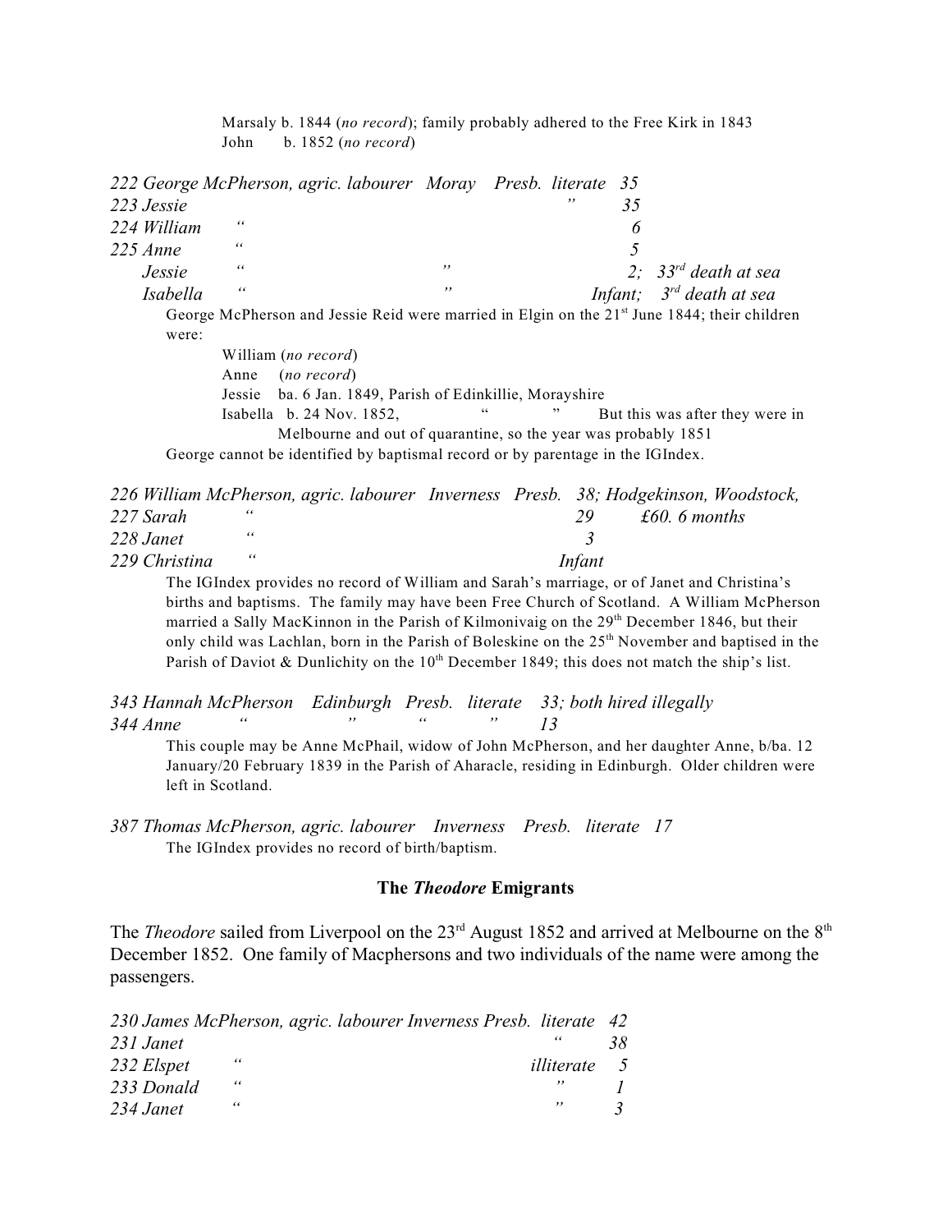Marsaly b. 1844 (*no record*); family probably adhered to the Free Kirk in 1843
John b. 1852 (*no record*)

*222 George McPherson, agric. labourer Moray Presb. literate 35*
*223 Jessie " 35*
*224 William " 6*
*225 Anne " 5*
*Jessie " " 2; 33rd death at sea*
*Isabella " " Infant; 3rd death at sea*

George McPherson and Jessie Reid were married in Elgin on the 21st June 1844; their children were:

William (*no record*)
Anne (*no record*)
Jessie ba. 6 Jan. 1849, Parish of Edinkillie, Morayshire
Isabella b. 24 Nov. 1852, " " But this was after they were in Melbourne and out of quarantine, so the year was probably 1851

George cannot be identified by baptismal record or by parentage in the IGIndex.

*226 William McPherson, agric. labourer Inverness Presb. 38; Hodgekinson, Woodstock,*
*227 Sarah " 29 £60. 6 months*
*228 Janet " 3*
*229 Christina " Infant*

The IGIndex provides no record of William and Sarah's marriage, or of Janet and Christina's births and baptisms. The family may have been Free Church of Scotland. A William McPherson married a Sally MacKinnon in the Parish of Kilmonivaig on the 29th December 1846, but their only child was Lachlan, born in the Parish of Boleskine on the 25th November and baptised in the Parish of Daviot & Dunlichity on the 10th December 1849; this does not match the ship's list.

*343 Hannah McPherson Edinburgh Presb. literate 33; both hired illegally*
*344 Anne " " " " 13*

This couple may be Anne McPhail, widow of John McPherson, and her daughter Anne, b/ba. 12 January/20 February 1839 in the Parish of Aharacle, residing in Edinburgh. Older children were left in Scotland.

*387 Thomas McPherson, agric. labourer Inverness Presb. literate 17*

The IGIndex provides no record of birth/baptism.

## The *Theodore* Emigrants

The *Theodore* sailed from Liverpool on the 23rd August 1852 and arrived at Melbourne on the 8th December 1852. One family of Macphersons and two individuals of the name were among the passengers.

*230 James McPherson, agric. labourer Inverness Presb. literate 42*
*231 Janet " 38*
*232 Elspet " illiterate 5*
*233 Donald " " 1*
*234 Janet " " 3*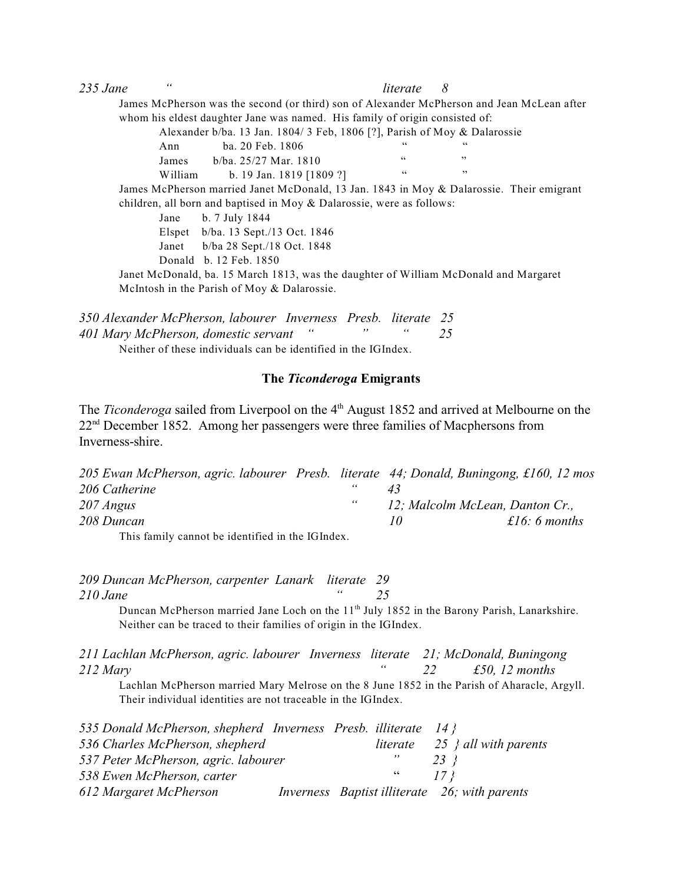*235 Jane "      literate  8*

James McPherson was the second (or third) son of Alexander McPherson and Jean McLean after whom his eldest daughter Jane was named. His family of origin consisted of:

Alexander b/ba. 13 Jan. 1804/ 3 Feb, 1806 [?], Parish of Moy & Dalarossie
Ann ba. 20 Feb. 1806 " "
James b/ba. 25/27 Mar. 1810 " "
William b. 19 Jan. 1819 [1809 ?] " "

James McPherson married Janet McDonald, 13 Jan. 1843 in Moy & Dalarossie. Their emigrant children, all born and baptised in Moy & Dalarossie, were as follows:

Jane b. 7 July 1844
Elspet b/ba. 13 Sept./13 Oct. 1846
Janet b/ba 28 Sept./18 Oct. 1848
Donald b. 12 Feb. 1850

Janet McDonald, ba. 15 March 1813, was the daughter of William McDonald and Margaret McIntosh in the Parish of Moy & Dalarossie.

*350 Alexander McPherson, labourer Inverness Presb. literate 25*
*401 Mary McPherson, domestic servant " " " 25*

Neither of these individuals can be identified in the IGIndex.

### The *Ticonderoga* Emigrants

The *Ticonderoga* sailed from Liverpool on the 4th August 1852 and arrived at Melbourne on the 22nd December 1852. Among her passengers were three families of Macphersons from Inverness-shire.

*205 Ewan McPherson, agric. labourer Presb. literate 44; Donald, Buningong, £160, 12 mos*
*206 Catherine " 43*
*207 Angus " 12; Malcolm McLean, Danton Cr.,*
*208 Duncan 10 £16: 6 months*

This family cannot be identified in the IGIndex.

*209 Duncan McPherson, carpenter Lanark literate 29*
*210 Jane " 25*

Duncan McPherson married Jane Loch on the 11th July 1852 in the Barony Parish, Lanarkshire. Neither can be traced to their families of origin in the IGIndex.

*211 Lachlan McPherson, agric. labourer Inverness literate 21; McDonald, Buningong*
*212 Mary " 22 £50, 12 months*

Lachlan McPherson married Mary Melrose on the 8 June 1852 in the Parish of Aharacle, Argyll. Their individual identities are not traceable in the IGIndex.

*535 Donald McPherson, shepherd Inverness Presb. illiterate 14 }*
*536 Charles McPherson, shepherd literate 25 } all with parents*
*537 Peter McPherson, agric. labourer " 23 }*
*538 Ewen McPherson, carter " 17 }*
*612 Margaret McPherson Inverness Baptist illiterate 26; with parents*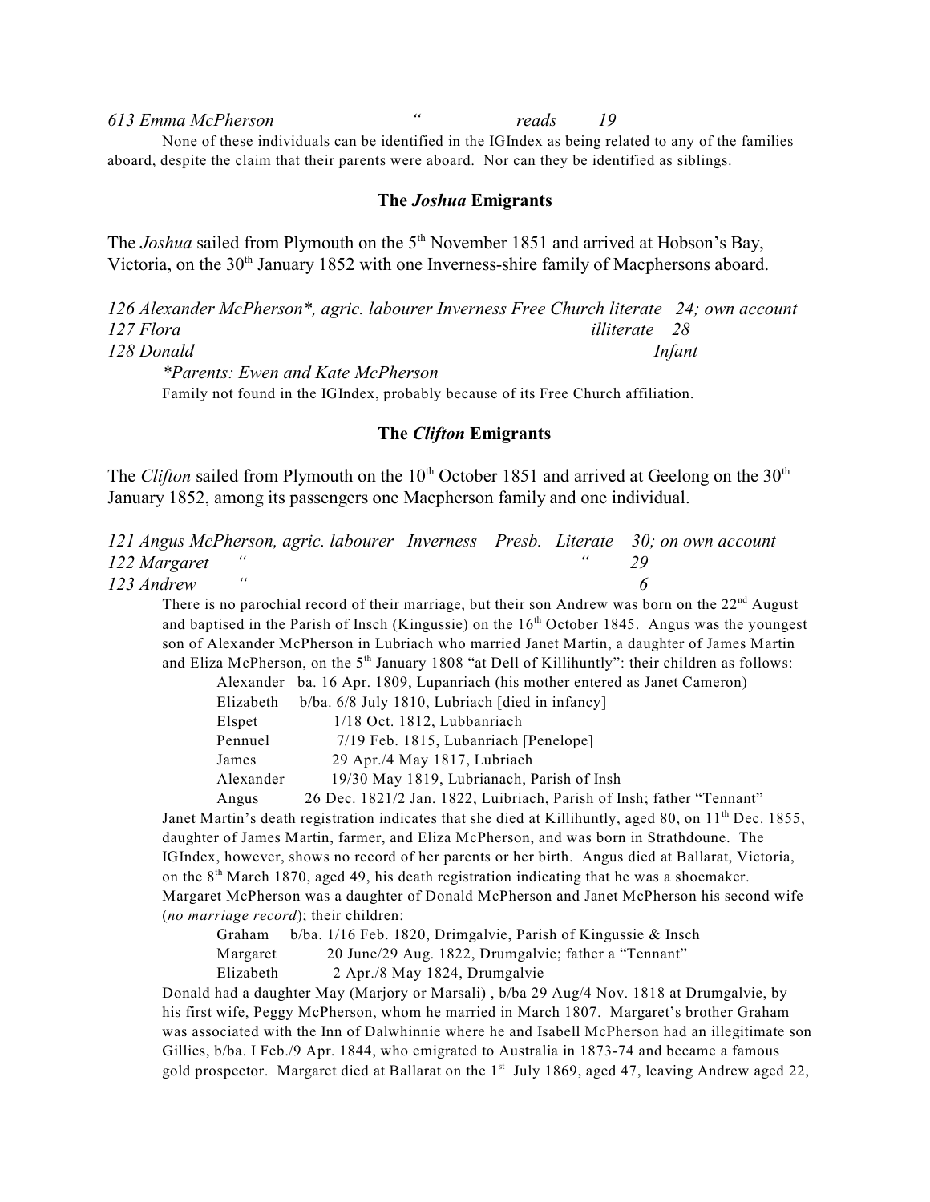*613 Emma McPherson                    "                    reads        19*

None of these individuals can be identified in the IGIndex as being related to any of the families aboard, despite the claim that their parents were aboard. Nor can they be identified as siblings.

### The *Joshua* Emigrants

The *Joshua* sailed from Plymouth on the 5th November 1851 and arrived at Hobson's Bay, Victoria, on the 30th January 1852 with one Inverness-shire family of Macphersons aboard.

*126 Alexander McPherson\*, agric. labourer Inverness Free Church literate   24; own account*
*127 Flora                                                                    illiterate    28*
*128 Donald                                                                          Infant*

*\*Parents: Ewen and Kate McPherson*

Family not found in the IGIndex, probably because of its Free Church affiliation.

### The *Clifton* Emigrants

The *Clifton* sailed from Plymouth on the 10th October 1851 and arrived at Geelong on the 30th January 1852, among its passengers one Macpherson family and one individual.

*121 Angus McPherson, agric. labourer   Inverness   Presb.   Literate   30; on own account*
*122 Margaret     "                                                       "        29*
*123 Andrew       "                                                                 6*

There is no parochial record of their marriage, but their son Andrew was born on the 22nd August and baptised in the Parish of Insch (Kingussie) on the 16th October 1845. Angus was the youngest son of Alexander McPherson in Lubriach who married Janet Martin, a daughter of James Martin and Eliza McPherson, on the 5th January 1808 "at Dell of Killihuntly": their children as follows:

- Alexander   ba. 16 Apr. 1809, Lupanriach (his mother entered as Janet Cameron)
- Elizabeth   b/ba. 6/8 July 1810, Lubriach [died in infancy]
- Elspet   1/18 Oct. 1812, Lubbanriach
- Pennuel   7/19 Feb. 1815, Lubanriach [Penelope]
- James   29 Apr./4 May 1817, Lubriach
- Alexander   19/30 May 1819, Lubrianach, Parish of Insh
- Angus   26 Dec. 1821/2 Jan. 1822, Luibriach, Parish of Insh; father "Tennant"

Janet Martin's death registration indicates that she died at Killihuntly, aged 80, on 11th Dec. 1855, daughter of James Martin, farmer, and Eliza McPherson, and was born in Strathdoune. The IGIndex, however, shows no record of her parents or her birth. Angus died at Ballarat, Victoria, on the 8th March 1870, aged 49, his death registration indicating that he was a shoemaker. Margaret McPherson was a daughter of Donald McPherson and Janet McPherson his second wife (*no marriage record*); their children:

- Graham   b/ba. 1/16 Feb. 1820, Drimgalvie, Parish of Kingussie & Insch
- Margaret   20 June/29 Aug. 1822, Drumgalvie; father a "Tennant"
- Elizabeth   2 Apr./8 May 1824, Drumgalvie

Donald had a daughter May (Marjory or Marsali) , b/ba 29 Aug/4 Nov. 1818 at Drumgalvie, by his first wife, Peggy McPherson, whom he married in March 1807. Margaret's brother Graham was associated with the Inn of Dalwhinnie where he and Isabell McPherson had an illegitimate son Gillies, b/ba. I Feb./9 Apr. 1844, who emigrated to Australia in 1873-74 and became a famous gold prospector. Margaret died at Ballarat on the 1st July 1869, aged 47, leaving Andrew aged 22,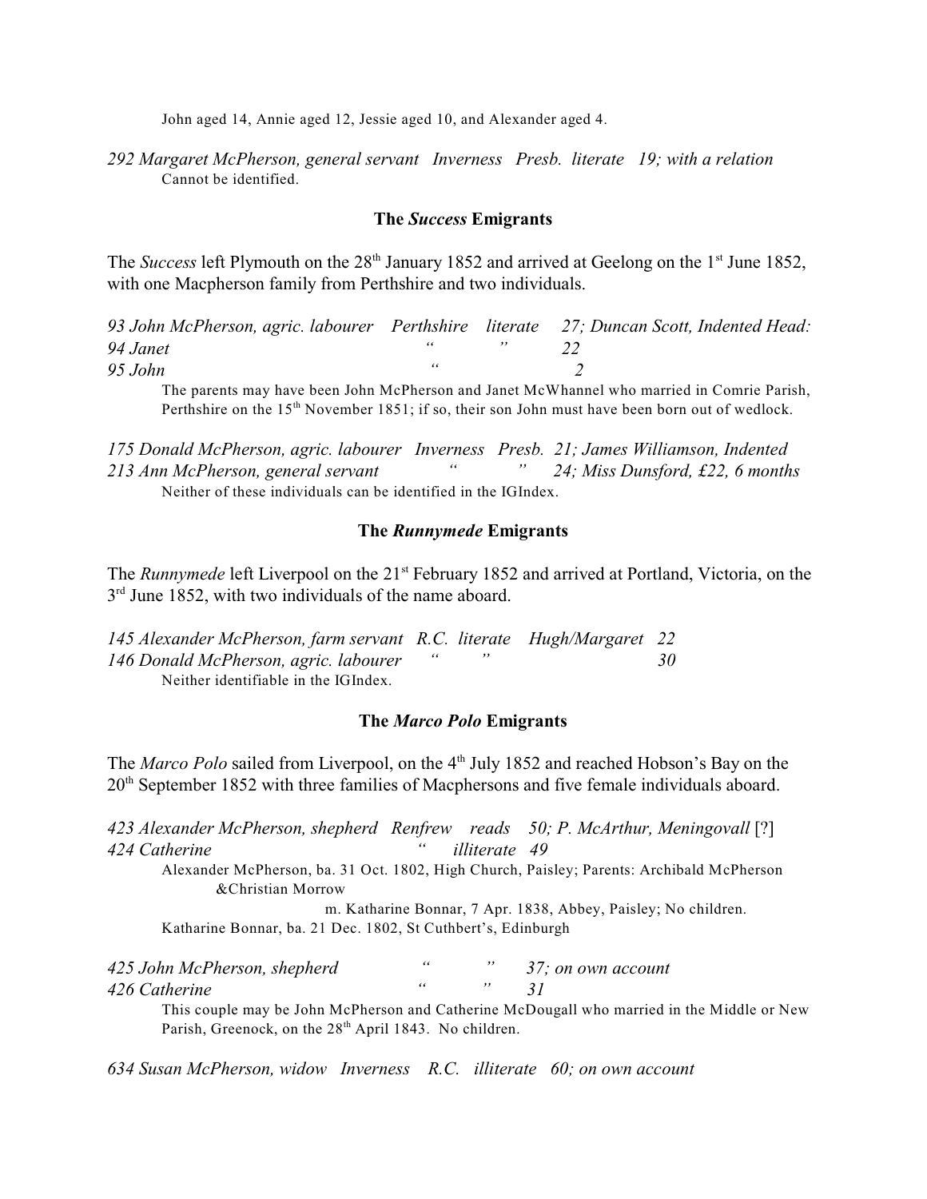John aged 14, Annie aged 12, Jessie aged 10, and Alexander aged 4.

*292 Margaret McPherson, general servant   Inverness   Presb.  literate   19; with a relation*
Cannot be identified.

### The *Success* Emigrants

The *Success* left Plymouth on the 28th January 1852 and arrived at Geelong on the 1st June 1852, with one Macpherson family from Perthshire and two individuals.

*93 John McPherson, agric. labourer    Perthshire    literate     27; Duncan Scott, Indented Head:*
*94 Janet                                                    "            "          22*
*95 John                                                     "                        2*

The parents may have been John McPherson and Janet McWhannel who married in Comrie Parish, Perthshire on the 15th November 1851; if so, their son John must have been born out of wedlock.

*175 Donald McPherson, agric. labourer   Inverness   Presb.  21; James Williamson, Indented*
*213 Ann McPherson, general servant             "            "     24; Miss Dunsford, £22, 6 months*

Neither of these individuals can be identified in the IGIndex.

### The *Runnymede* Emigrants

The *Runnymede* left Liverpool on the 21st February 1852 and arrived at Portland, Victoria, on the 3rd June 1852, with two individuals of the name aboard.

*145 Alexander McPherson, farm servant   R.C.  literate    Hugh/Margaret   22*
*146 Donald McPherson, agric. labourer      "        "                              30*

Neither identifiable in the IGIndex.

### The *Marco Polo* Emigrants

The *Marco Polo* sailed from Liverpool, on the 4th July 1852 and reached Hobson's Bay on the 20th September 1852 with three families of Macphersons and five female individuals aboard.

*423 Alexander McPherson, shepherd   Renfrew    reads    50; P. McArthur, Meningovall* [?]
*424 Catherine                                          "     illiterate   49*

Alexander McPherson, ba. 31 Oct. 1802, High Church, Paisley; Parents: Archibald McPherson &Christian Morrow
m. Katharine Bonnar, 7 Apr. 1838, Abbey, Paisley; No children.
Katharine Bonnar, ba. 21 Dec. 1802, St Cuthbert's, Edinburgh

*425 John McPherson, shepherd                "          "      37; on own account*
*426 Catherine                                         "          "      31*

This couple may be John McPherson and Catherine McDougall who married in the Middle or New Parish, Greenock, on the 28th April 1843.  No children.

*634 Susan McPherson, widow   Inverness    R.C.   illiterate   60; on own account*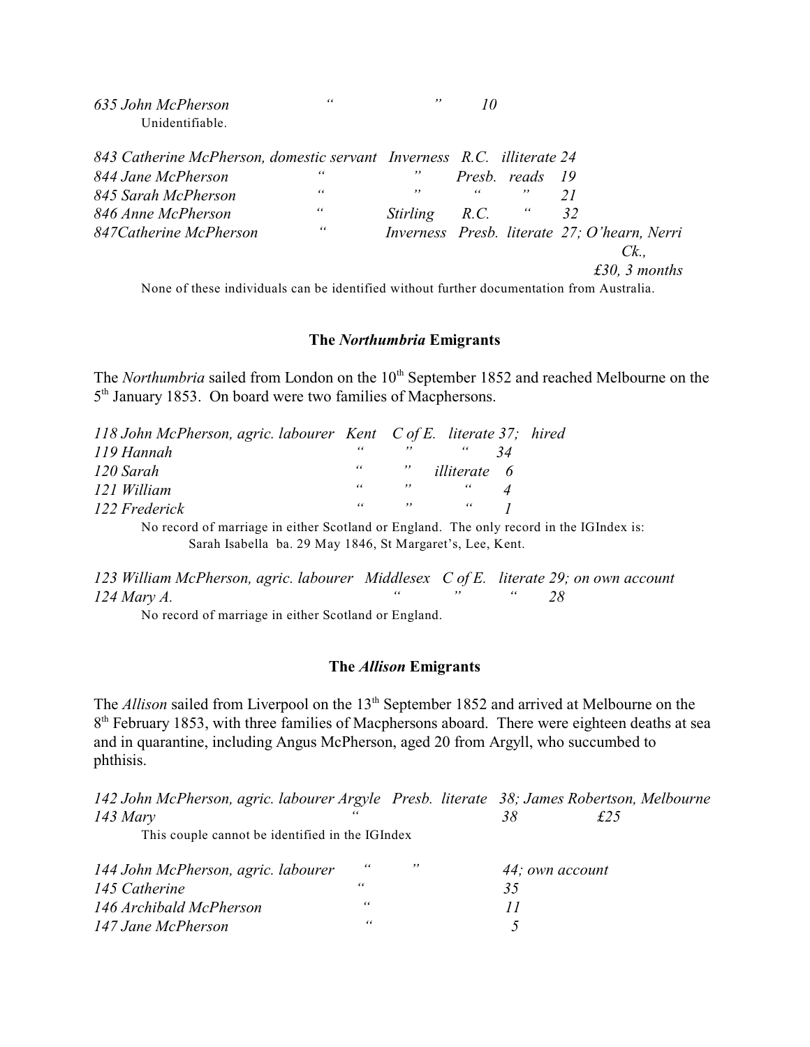*635 John McPherson " " 10*

Unidentifiable.

| | | | | | |
|---|---|---|---|---|---|
| *843 Catherine McPherson, domestic servant* | *Inverness* | *R.C.* | *illiterate* | *24* | |
| *844 Jane McPherson* | *"* | *Presb.* | *reads* | *19* | |
| *845 Sarah McPherson* | *"* | *"* | *"* | *21* | |
| *846 Anne McPherson* | *Stirling* | *R.C.* | *"* | *32* | |
| *847Catherine McPherson* | *Inverness* | *Presb.* | *literate* | *27;* | *O'hearn, Nerri Ck., £30, 3 months* |

None of these individuals can be identified without further documentation from Australia.

### The *Northumbria* Emigrants

The *Northumbria* sailed from London on the 10th September 1852 and reached Melbourne on the 5th January 1853. On board were two families of Macphersons.

| | | | | | |
|---|---|---|---|---|---|
| *118 John McPherson, agric. labourer* | *Kent* | *C of E.* | *literate* | *37;* | *hired* |
| *119 Hannah* | *"* | *"* | *"* | *34* | |
| *120 Sarah* | *"* | *"* | *illiterate* | *6* | |
| *121 William* | *"* | *"* | *"* | *4* | |
| *122 Frederick* | *"* | *"* | *"* | *1* | |

No record of marriage in either Scotland or England. The only record in the IGIndex is:

Sarah Isabella ba. 29 May 1846, St Margaret's, Lee, Kent.

| | | | | | |
|---|---|---|---|---|---|
| *123 William McPherson, agric. labourer* | *Middlesex* | *C of E.* | *literate* | *29;* | *on own account* |
| *124 Mary A.* | *"* | *"* | *"* | *28* | |

No record of marriage in either Scotland or England.

### The *Allison* Emigrants

The *Allison* sailed from Liverpool on the 13th September 1852 and arrived at Melbourne on the 8th February 1853, with three families of Macphersons aboard. There were eighteen deaths at sea and in quarantine, including Angus McPherson, aged 20 from Argyll, who succumbed to phthisis.

| | | | | | |
|---|---|---|---|---|---|
| *142 John McPherson, agric. labourer* | *Argyle* | *Presb.* | *literate* | *38;* | *James Robertson, Melbourne* |
| *143 Mary* | *"* | | | *38* | *£25* |

This couple cannot be identified in the IGIndex

| | | | | | |
|---|---|---|---|---|---|
| *144 John McPherson, agric. labourer* | *"* | *"* | | *44;* | *own account* |
| *145 Catherine* | *"* | | | *35* | |
| *146 Archibald McPherson* | *"* | | | *11* | |
| *147 Jane McPherson* | *"* | | | *5* | |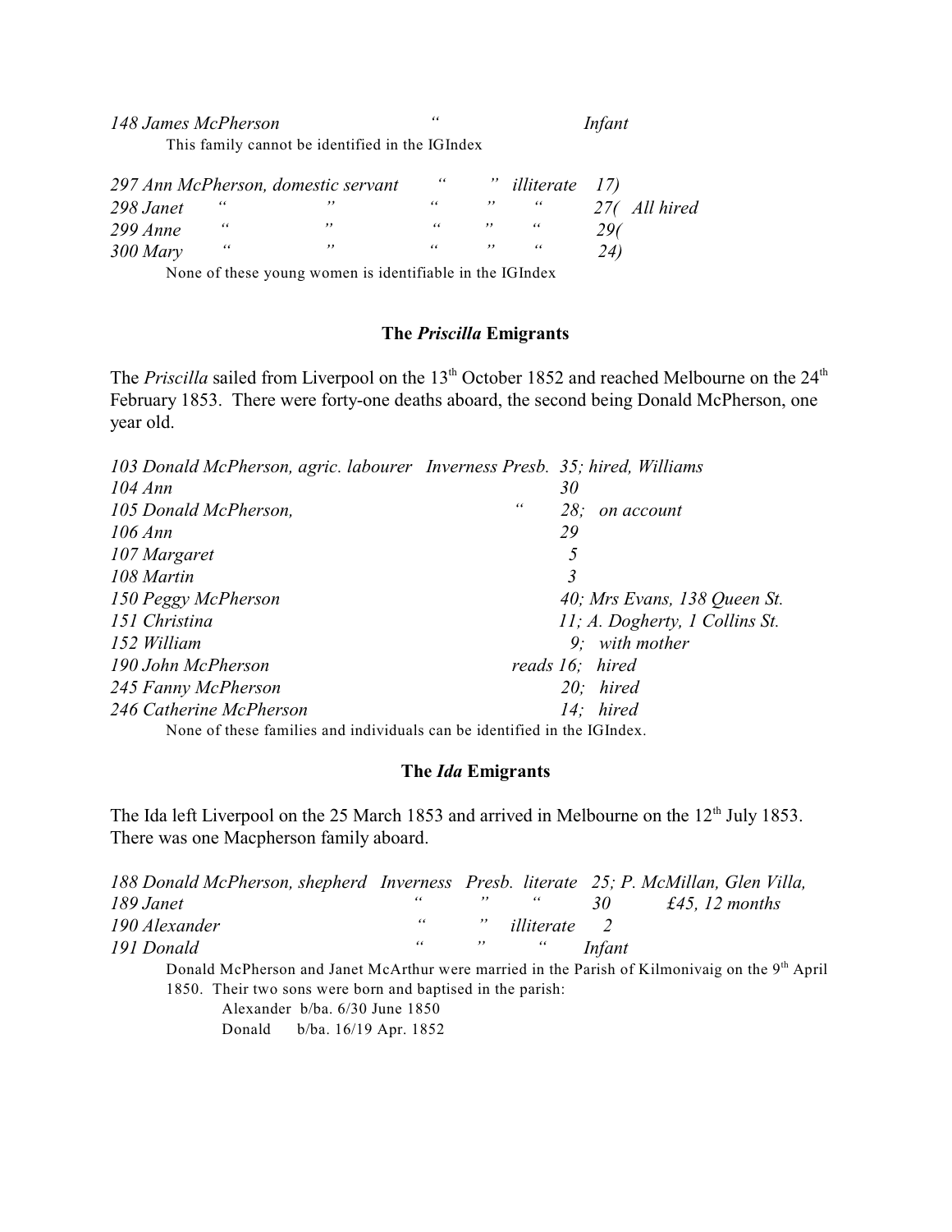*148 James McPherson　　　　　　“　　　　　　Infant*

This family cannot be identified in the IGIndex

*297 Ann McPherson, domestic servant　“　”　illiterate　17)*
*298 Janet　“　”　“　”　“　27(　All hired*
*299 Anne　“　”　“　”　“　29(*
*300 Mary　“　”　“　”　“　24)*

None of these young women is identifiable in the IGIndex

### The *Priscilla* Emigrants

The *Priscilla* sailed from Liverpool on the 13th October 1852 and reached Melbourne on the 24th February 1853. There were forty-one deaths aboard, the second being Donald McPherson, one year old.

*103 Donald McPherson, agric. labourer　Inverness Presb.　35; hired, Williams*
*104 Ann　　30*
*105 Donald McPherson,　“　28;　on account*
*106 Ann　　29*
*107 Margaret　　5*
*108 Martin　　3*
*150 Peggy McPherson　　40; Mrs Evans, 138 Queen St.*
*151 Christina　　11; A. Dogherty, 1 Collins St.*
*152 William　　9;　with mother*
*190 John McPherson　　reads 16;　hired*
*245 Fanny McPherson　　20;　hired*
*246 Catherine McPherson　　14;　hired*

None of these families and individuals can be identified in the IGIndex.

### The *Ida* Emigrants

The Ida left Liverpool on the 25 March 1853 and arrived in Melbourne on the 12th July 1853. There was one Macpherson family aboard.

*188 Donald McPherson, shepherd　Inverness　Presb.　literate　25; P. McMillan, Glen Villa,*
*189 Janet　“　”　“　30　£45, 12 months*
*190 Alexander　“　”　illiterate　2*
*191 Donald　“　”　“　Infant*

Donald McPherson and Janet McArthur were married in the Parish of Kilmonivaig on the 9th April 1850. Their two sons were born and baptised in the parish:

Alexander　b/ba. 6/30 June 1850
Donald　b/ba. 16/19 Apr. 1852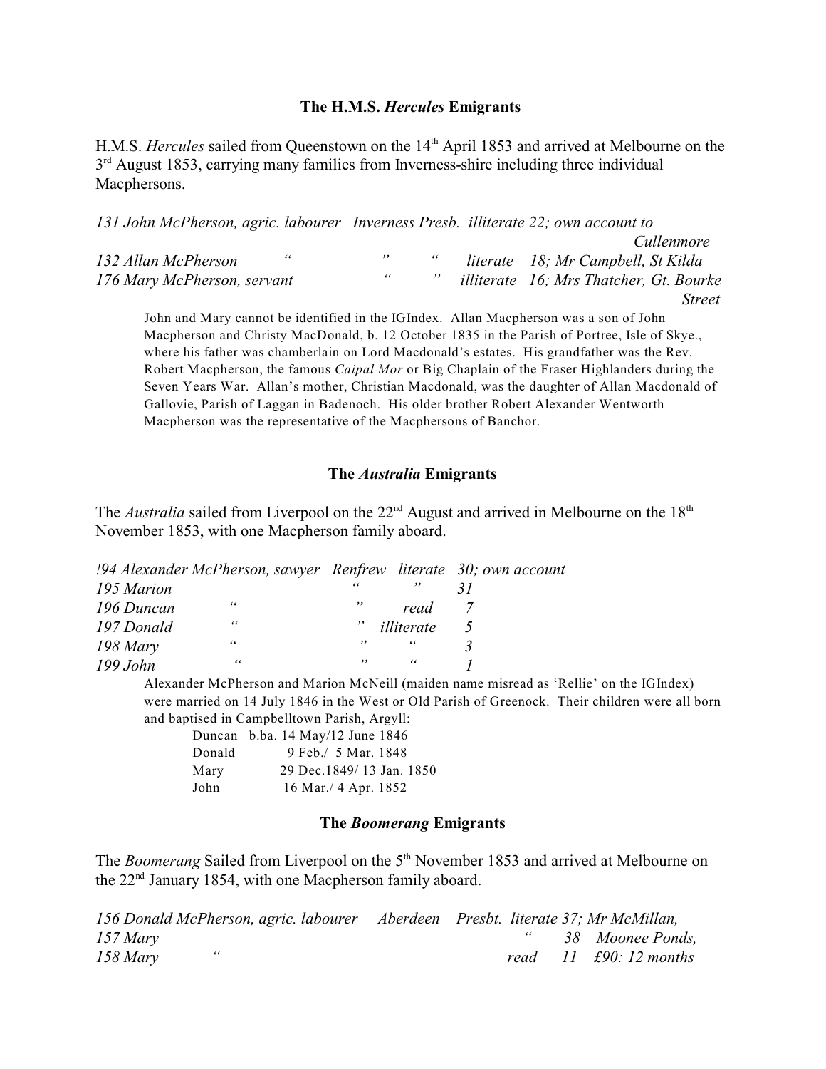### The H.M.S. *Hercules* Emigrants

H.M.S. *Hercules* sailed from Queenstown on the 14th April 1853 and arrived at Melbourne on the 3rd August 1853, carrying many families from Inverness-shire including three individual Macphersons.

| | | | | | |
|---|---|---|---|---|---|
| *131 John McPherson, agric. labourer* | *Inverness* | *Presb.* | *illiterate* | *22;* | *own account to Cullenmore* |
| *132 Allan McPherson* | *"* | *"* | *"* | *literate 18;* | *Mr Campbell, St Kilda* |
| *176 Mary McPherson, servant* | *"* | *"* | *illiterate* | *16;* | *Mrs Thatcher, Gt. Bourke Street* |

John and Mary cannot be identified in the IGIndex. Allan Macpherson was a son of John Macpherson and Christy MacDonald, b. 12 October 1835 in the Parish of Portree, Isle of Skye., where his father was chamberlain on Lord Macdonald's estates. His grandfather was the Rev. Robert Macpherson, the famous *Caipal Mor* or Big Chaplain of the Fraser Highlanders during the Seven Years War. Allan's mother, Christian Macdonald, was the daughter of Allan Macdonald of Gallovie, Parish of Laggan in Badenoch. His older brother Robert Alexander Wentworth Macpherson was the representative of the Macphersons of Banchor.

### The *Australia* Emigrants

The *Australia* sailed from Liverpool on the 22nd August and arrived in Melbourne on the 18th November 1853, with one Macpherson family aboard.

| | | | | |
|---|---|---|---|---|
| *!94 Alexander McPherson, sawyer* | *Renfrew* | *literate* | *30;* | *own account* |
| *195 Marion* | *"* | *"* | *31* | |
| *196 Duncan "* | *"* | *read* | *7* | |
| *197 Donald "* | *"* | *illiterate* | *5* | |
| *198 Mary "* | *"* | *"* | *3* | |
| *199 John "* | *"* | *"* | *1* | |

Alexander McPherson and Marion McNeill (maiden name misread as 'Rellie' on the IGIndex) were married on 14 July 1846 in the West or Old Parish of Greenock. Their children were all born and baptised in Campbelltown Parish, Argyll:

| | |
|---|---|
| Duncan | b.ba. 14 May/12 June 1846 |
| Donald | 9 Feb./ 5 Mar. 1848 |
| Mary | 29 Dec.1849/ 13 Jan. 1850 |
| John | 16 Mar./ 4 Apr. 1852 |

### The *Boomerang* Emigrants

The *Boomerang* Sailed from Liverpool on the 5th November 1853 and arrived at Melbourne on the 22nd January 1854, with one Macpherson family aboard.

| | | | | | |
|---|---|---|---|---|---|
| *156 Donald McPherson, agric. labourer* | *Aberdeen* | *Presbt.* | *literate* | *37;* | *Mr McMillan,* |
| *157 Mary* | | | *"* | *38* | *Moonee Ponds,* |
| *158 Mary "* | | | *read* | *11* | *£90: 12 months* |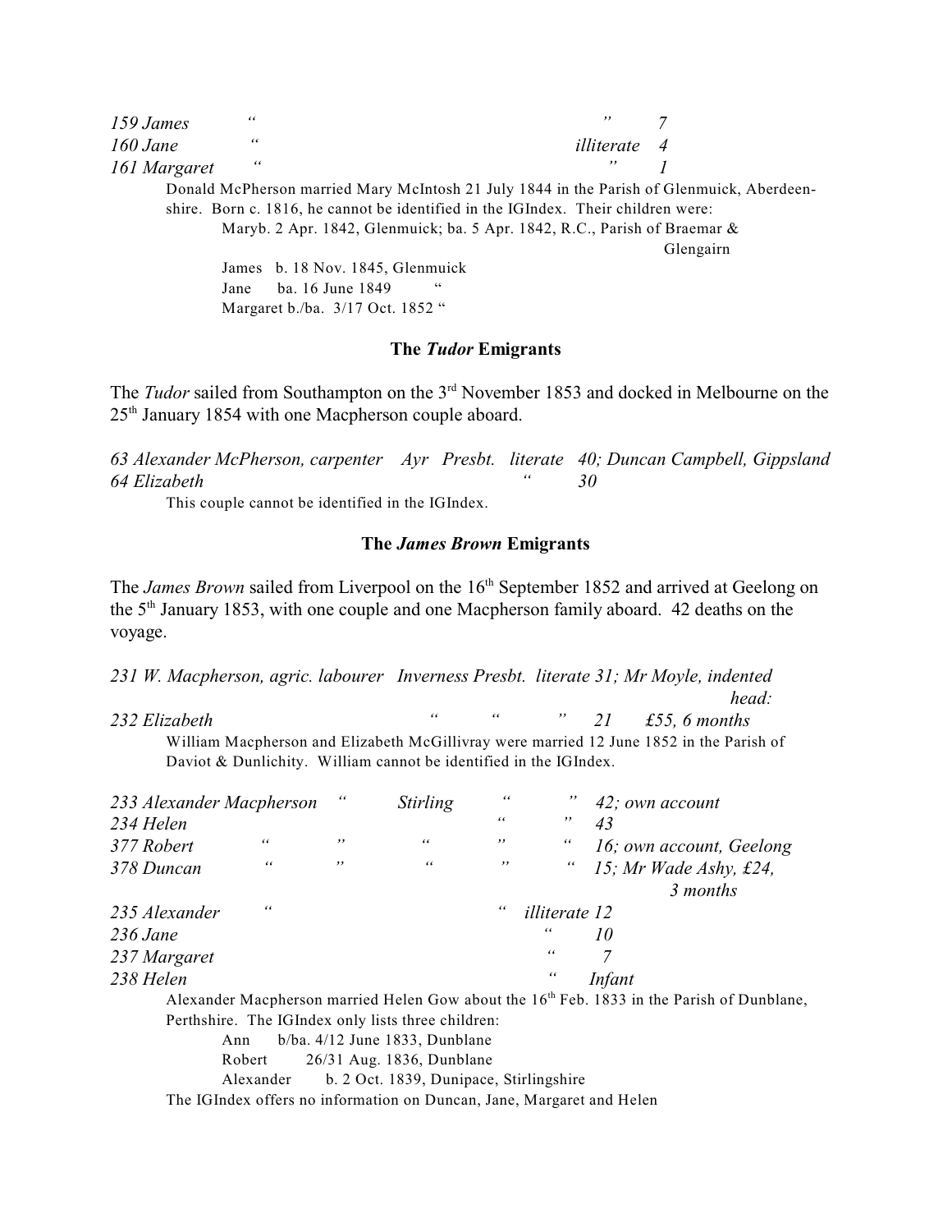*159 James* “ ” *7*
*160 Jane* “ *illiterate 4*
*161 Margaret* “ ” *1*

Donald McPherson married Mary McIntosh 21 July 1844 in the Parish of Glenmuick, Aberdeenshire. Born c. 1816, he cannot be identified in the IGIndex. Their children were:

Maryb. 2 Apr. 1842, Glenmuick; ba. 5 Apr. 1842, R.C., Parish of Braemar & Glengairn
James b. 18 Nov. 1845, Glenmuick
Jane ba. 16 June 1849 “
Margaret b./ba. 3/17 Oct. 1852 “

## The *Tudor* Emigrants

The *Tudor* sailed from Southampton on the 3rd November 1853 and docked in Melbourne on the 25th January 1854 with one Macpherson couple aboard.

*63 Alexander McPherson, carpenter Ayr Presbt. literate 40; Duncan Campbell, Gippsland*
*64 Elizabeth* “ *30*

This couple cannot be identified in the IGIndex.

## The *James Brown* Emigrants

The *James Brown* sailed from Liverpool on the 16th September 1852 and arrived at Geelong on the 5th January 1853, with one couple and one Macpherson family aboard. 42 deaths on the voyage.

*231 W. Macpherson, agric. labourer Inverness Presbt. literate 31; Mr Moyle, indented head:*
*232 Elizabeth* “ “ ” *21 £55, 6 months*

William Macpherson and Elizabeth McGillivray were married 12 June 1852 in the Parish of Daviot & Dunlichity. William cannot be identified in the IGIndex.

*233 Alexander Macpherson* “ *Stirling* “ ” *42; own account*
*234 Helen* “ ” *43*
*377 Robert* “ ” “ ” “ *16; own account, Geelong*
*378 Duncan* “ ” “ ” “ *15; Mr Wade Ashy, £24, 3 months*
*235 Alexander* “ “ *illiterate 12*
*236 Jane* “ *10*
*237 Margaret* “ *7*
*238 Helen* “ *Infant*

Alexander Macpherson married Helen Gow about the 16th Feb. 1833 in the Parish of Dunblane, Perthshire. The IGIndex only lists three children:

Ann b/ba. 4/12 June 1833, Dunblane
Robert 26/31 Aug. 1836, Dunblane
Alexander b. 2 Oct. 1839, Dunipace, Stirlingshire

The IGIndex offers no information on Duncan, Jane, Margaret and Helen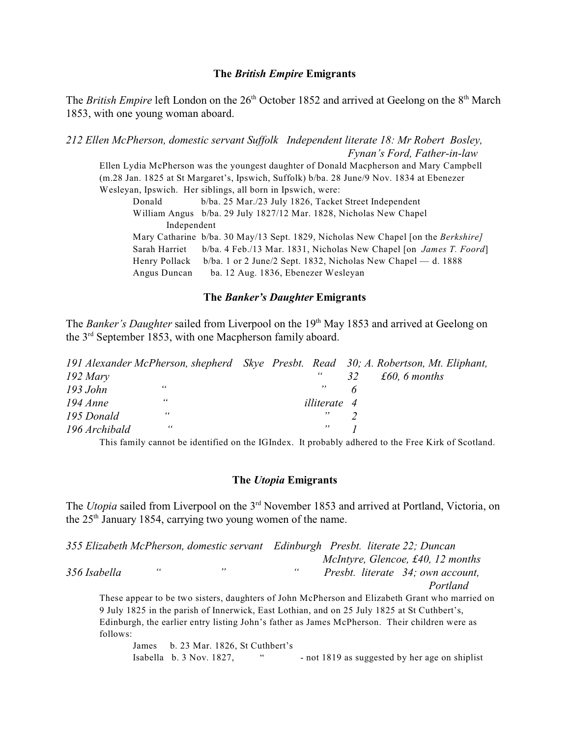### The *British Empire* Emigrants

The *British Empire* left London on the 26th October 1852 and arrived at Geelong on the 8th March 1853, with one young woman aboard.

*212 Ellen McPherson, domestic servant Suffolk Independent literate 18: Mr Robert Bosley, Fynan's Ford, Father-in-law*

Ellen Lydia McPherson was the youngest daughter of Donald Macpherson and Mary Campbell (m.28 Jan. 1825 at St Margaret's, Ipswich, Suffolk) b/ba. 28 June/9 Nov. 1834 at Ebenezer Wesleyan, Ipswich. Her siblings, all born in Ipswich, were:

- Donald b/ba. 25 Mar./23 July 1826, Tacket Street Independent
- William Angus b/ba. 29 July 1827/12 Mar. 1828, Nicholas New Chapel Independent
- Mary Catharine b/ba. 30 May/13 Sept. 1829, Nicholas New Chapel [on the *Berkshire]*
- Sarah Harriet b/ba. 4 Feb./13 Mar. 1831, Nicholas New Chapel [on *James T. Foord*]
- Henry Pollack b/ba. 1 or 2 June/2 Sept. 1832, Nicholas New Chapel — d. 1888
- Angus Duncan ba. 12 Aug. 1836, Ebenezer Wesleyan

### The *Banker's Daughter* Emigrants

The *Banker's Daughter* sailed from Liverpool on the 19th May 1853 and arrived at Geelong on the 3rd September 1853, with one Macpherson family aboard.

| | | | | | | |
|---|---|---|---|---|---|---|
| *191 Alexander McPherson, shepherd* | *Skye* | *Presbt.* | *Read* | *30;* | *A. Robertson, Mt. Eliphant,* |
| *192 Mary* | | | *"* | *32* | *£60, 6 months* |
| *193 John* | *"* | | *"* | *6* | |
| *194 Anne* | *"* | | *illiterate* | *4* | |
| *195 Donald* | *"* | | *"* | *2* | |
| *196 Archibald* | *"* | | *"* | *1* | |

This family cannot be identified on the IGIndex. It probably adhered to the Free Kirk of Scotland.

### The *Utopia* Emigrants

The *Utopia* sailed from Liverpool on the 3rd November 1853 and arrived at Portland, Victoria, on the 25th January 1854, carrying two young women of the name.

*355 Elizabeth McPherson, domestic servant Edinburgh Presbt. literate 22; Duncan McIntyre, Glencoe, £40, 12 months*
*356 Isabella " " " Presbt. literate 34; own account, Portland*

These appear to be two sisters, daughters of John McPherson and Elizabeth Grant who married on 9 July 1825 in the parish of Innerwick, East Lothian, and on 25 July 1825 at St Cuthbert's, Edinburgh, the earlier entry listing John's father as James McPherson. Their children were as follows:

- James b. 23 Mar. 1826, St Cuthbert's
- Isabella b. 3 Nov. 1827, " - not 1819 as suggested by her age on shiplist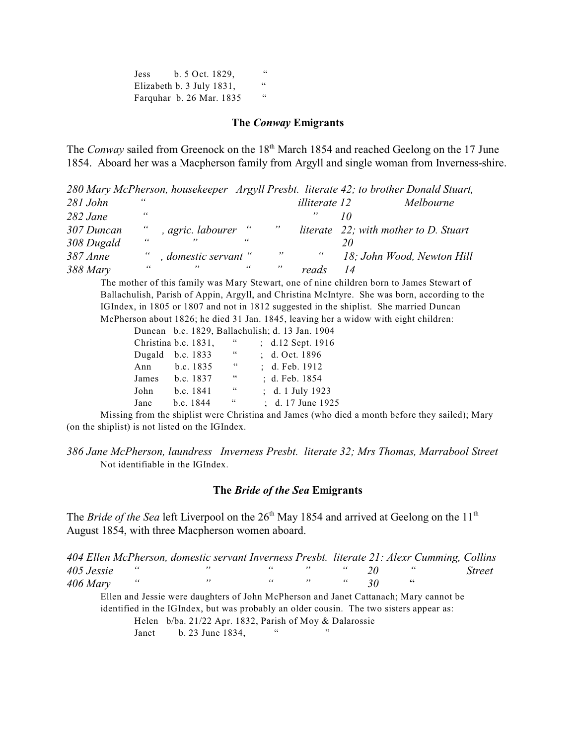Jess b. 5 Oct. 1829, "
Elizabeth b. 3 July 1831, "
Farquhar b. 26 Mar. 1835 "

### The *Conway* Emigrants

The *Conway* sailed from Greenock on the 18th March 1854 and reached Geelong on the 17 June 1854. Aboard her was a Macpherson family from Argyll and single woman from Inverness-shire.

*280 Mary McPherson, housekeeper Argyll Presbt. literate 42; to brother Donald Stuart,*
*281 John " illiterate 12 Melbourne*
*282 Jane " " 10*
*307 Duncan " , agric. labourer " " literate 22; with mother to D. Stuart*
*308 Dugald " " " 20*
*387 Anne " , domestic servant " " " 18; John Wood, Newton Hill*
*388 Mary " " " " reads 14*

The mother of this family was Mary Stewart, one of nine children born to James Stewart of Ballachulish, Parish of Appin, Argyll, and Christina McIntyre. She was born, according to the IGIndex, in 1805 or 1807 and not in 1812 suggested in the shiplist. She married Duncan McPherson about 1826; he died 31 Jan. 1845, leaving her a widow with eight children:

Duncan b.c. 1829, Ballachulish; d. 13 Jan. 1904
Christina b.c. 1831, " ; d.12 Sept. 1916
Dugald b.c. 1833 " ; d. Oct. 1896
Ann b.c. 1835 " ; d. Feb. 1912
James b.c. 1837 " ; d. Feb. 1854
John b.c. 1841 " ; d. 1 July 1923
Jane b.c. 1844 " ; d. 17 June 1925

Missing from the shiplist were Christina and James (who died a month before they sailed); Mary (on the shiplist) is not listed on the IGIndex.

*386 Jane McPherson, laundress Inverness Presbt. literate 32; Mrs Thomas, Marrabool Street*
Not identifiable in the IGIndex.

### The *Bride of the Sea* Emigrants

The *Bride of the Sea* left Liverpool on the 26th May 1854 and arrived at Geelong on the 11th August 1854, with three Macpherson women aboard.

*404 Ellen McPherson, domestic servant Inverness Presbt. literate 21: Alexr Cumming, Collins*
*405 Jessie " " " " " 20 " Street*
*406 Mary " " " " " 30 "*

Ellen and Jessie were daughters of John McPherson and Janet Cattanach; Mary cannot be identified in the IGIndex, but was probably an older cousin. The two sisters appear as:

Helen b/ba. 21/22 Apr. 1832, Parish of Moy & Dalarossie
Janet b. 23 June 1834, " "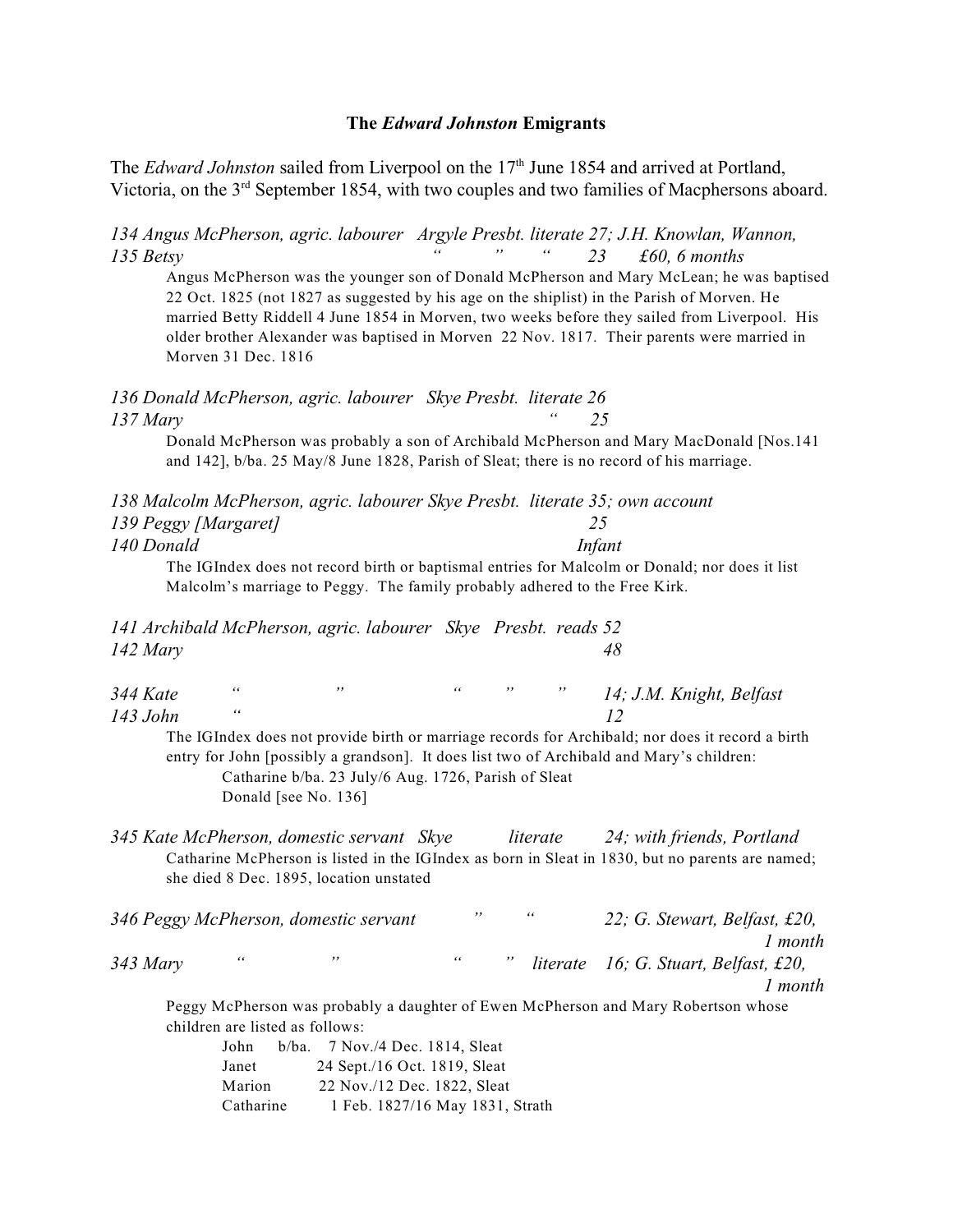## The *Edward Johnston* Emigrants

The *Edward Johnston* sailed from Liverpool on the 17th June 1854 and arrived at Portland, Victoria, on the 3rd September 1854, with two couples and two families of Macphersons aboard.

*134 Angus McPherson, agric. labourer Argyle Presbt. literate 27; J.H. Knowlan, Wannon,*
*135 Betsy " " " 23 £60, 6 months*

Angus McPherson was the younger son of Donald McPherson and Mary McLean; he was baptised 22 Oct. 1825 (not 1827 as suggested by his age on the shiplist) in the Parish of Morven. He married Betty Riddell 4 June 1854 in Morven, two weeks before they sailed from Liverpool. His older brother Alexander was baptised in Morven 22 Nov. 1817. Their parents were married in Morven 31 Dec. 1816

*136 Donald McPherson, agric. labourer Skye Presbt. literate 26*
*137 Mary " 25*

Donald McPherson was probably a son of Archibald McPherson and Mary MacDonald [Nos.141 and 142], b/ba. 25 May/8 June 1828, Parish of Sleat; there is no record of his marriage.

*138 Malcolm McPherson, agric. labourer Skye Presbt. literate 35; own account*
*139 Peggy [Margaret] 25*
*140 Donald Infant*

The IGIndex does not record birth or baptismal entries for Malcolm or Donald; nor does it list Malcolm's marriage to Peggy. The family probably adhered to the Free Kirk.

*141 Archibald McPherson, agric. labourer Skye Presbt. reads 52*
*142 Mary 48*

*344 Kate " " " " " 14; J.M. Knight, Belfast*
*143 John " 12*

The IGIndex does not provide birth or marriage records for Archibald; nor does it record a birth entry for John [possibly a grandson]. It does list two of Archibald and Mary's children:

Catharine b/ba. 23 July/6 Aug. 1726, Parish of Sleat
Donald [see No. 136]

*345 Kate McPherson, domestic servant Skye literate 24; with friends, Portland*

Catharine McPherson is listed in the IGIndex as born in Sleat in 1830, but no parents are named; she died 8 Dec. 1895, location unstated

*346 Peggy McPherson, domestic servant " " 22; G. Stewart, Belfast, £20, 1 month*
*343 Mary " " " " literate 16; G. Stuart, Belfast, £20, 1 month*

Peggy McPherson was probably a daughter of Ewen McPherson and Mary Robertson whose children are listed as follows:

| | | |
|---|---|---|
| John | b/ba. | 7 Nov./4 Dec. 1814, Sleat |
| Janet | | 24 Sept./16 Oct. 1819, Sleat |
| Marion | | 22 Nov./12 Dec. 1822, Sleat |
| Catharine | | 1 Feb. 1827/16 May 1831, Strath |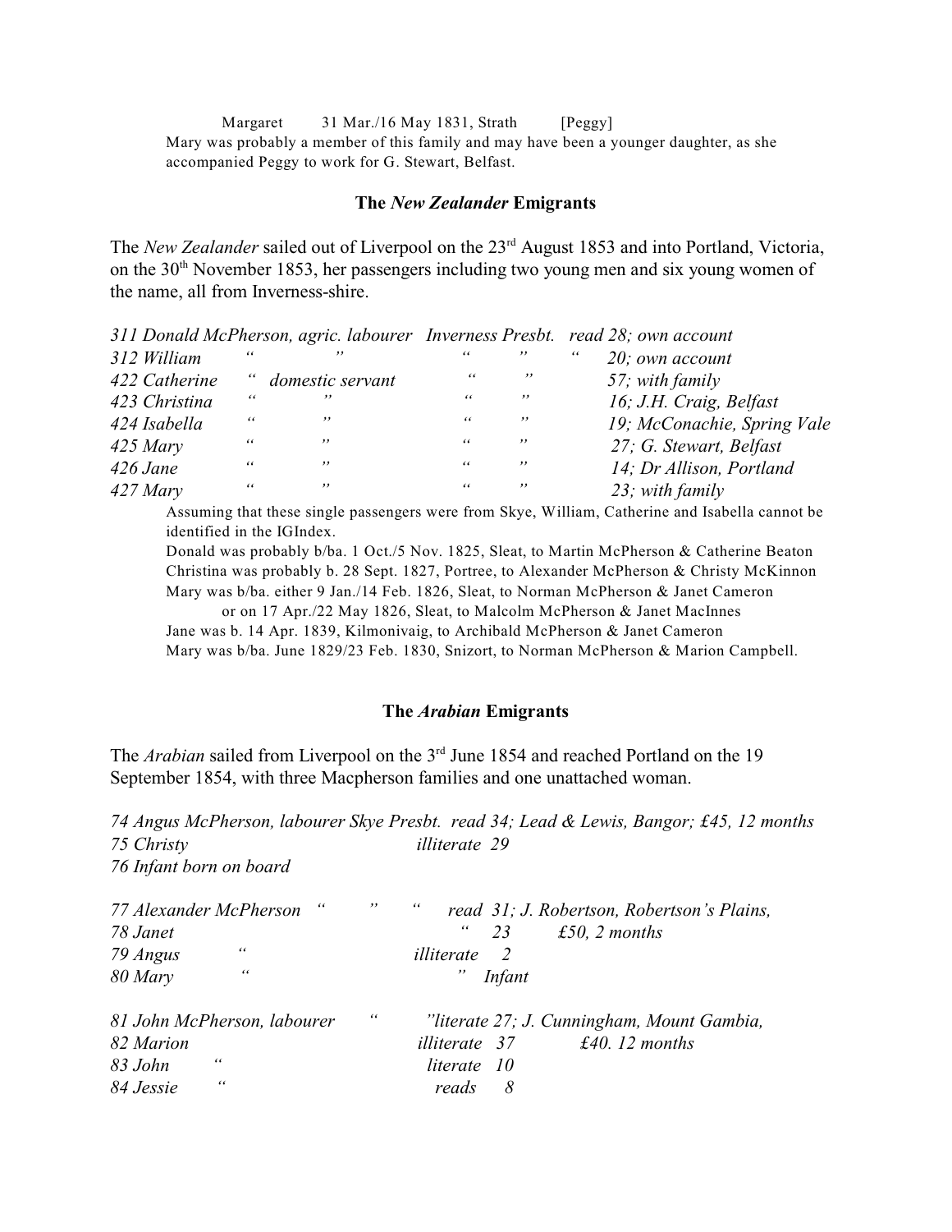Margaret 31 Mar./16 May 1831, Strath [Peggy]

Mary was probably a member of this family and may have been a younger daughter, as she accompanied Peggy to work for G. Stewart, Belfast.

## The *New Zealander* Emigrants

The *New Zealander* sailed out of Liverpool on the 23rd August 1853 and into Portland, Victoria, on the 30th November 1853, her passengers including two young men and six young women of the name, all from Inverness-shire.

| | | | | |
|---|---|---|---|---|
| *311 Donald McPherson, agric. labourer* | | *Inverness Presbt.* | *read 28; own account* | |
| *312 William* | *“ ”* | *“ ”* | *“* | *20; own account* |
| *422 Catherine* | *“ domestic servant* | *“ ”* | | *57; with family* |
| *423 Christina* | *“ ”* | *“ ”* | | *16; J.H. Craig, Belfast* |
| *424 Isabella* | *“ ”* | *“ ”* | | *19; McConachie, Spring Vale* |
| *425 Mary* | *“ ”* | *“ ”* | | *27; G. Stewart, Belfast* |
| *426 Jane* | *“ ”* | *“ ”* | | *14; Dr Allison, Portland* |
| *427 Mary* | *“ ”* | *“ ”* | | *23; with family* |

Assuming that these single passengers were from Skye, William, Catherine and Isabella cannot be identified in the IGIndex.

Donald was probably b/ba. 1 Oct./5 Nov. 1825, Sleat, to Martin McPherson & Catherine Beaton

Christina was probably b. 28 Sept. 1827, Portree, to Alexander McPherson & Christy McKinnon

Mary was b/ba. either 9 Jan./14 Feb. 1826, Sleat, to Norman McPherson & Janet Cameron
or on 17 Apr./22 May 1826, Sleat, to Malcolm McPherson & Janet MacInnes

Jane was b. 14 Apr. 1839, Kilmonivaig, to Archibald McPherson & Janet Cameron

Mary was b/ba. June 1829/23 Feb. 1830, Snizort, to Norman McPherson & Marion Campbell.

## The *Arabian* Emigrants

The *Arabian* sailed from Liverpool on the 3rd June 1854 and reached Portland on the 19 September 1854, with three Macpherson families and one unattached woman.

*74 Angus McPherson, labourer Skye Presbt. read 34; Lead & Lewis, Bangor; £45, 12 months*
*75 Christy illiterate 29*
*76 Infant born on board*

*77 Alexander McPherson “ ” “ read 31; J. Robertson, Robertson’s Plains,*
*78 Janet “ 23 £50, 2 months*
*79 Angus “ illiterate 2*
*80 Mary “ ” Infant*

*81 John McPherson, labourer “ ”literate 27; J. Cunningham, Mount Gambia,*
*82 Marion illiterate 37 £40. 12 months*
*83 John “ literate 10*
*84 Jessie “ reads 8*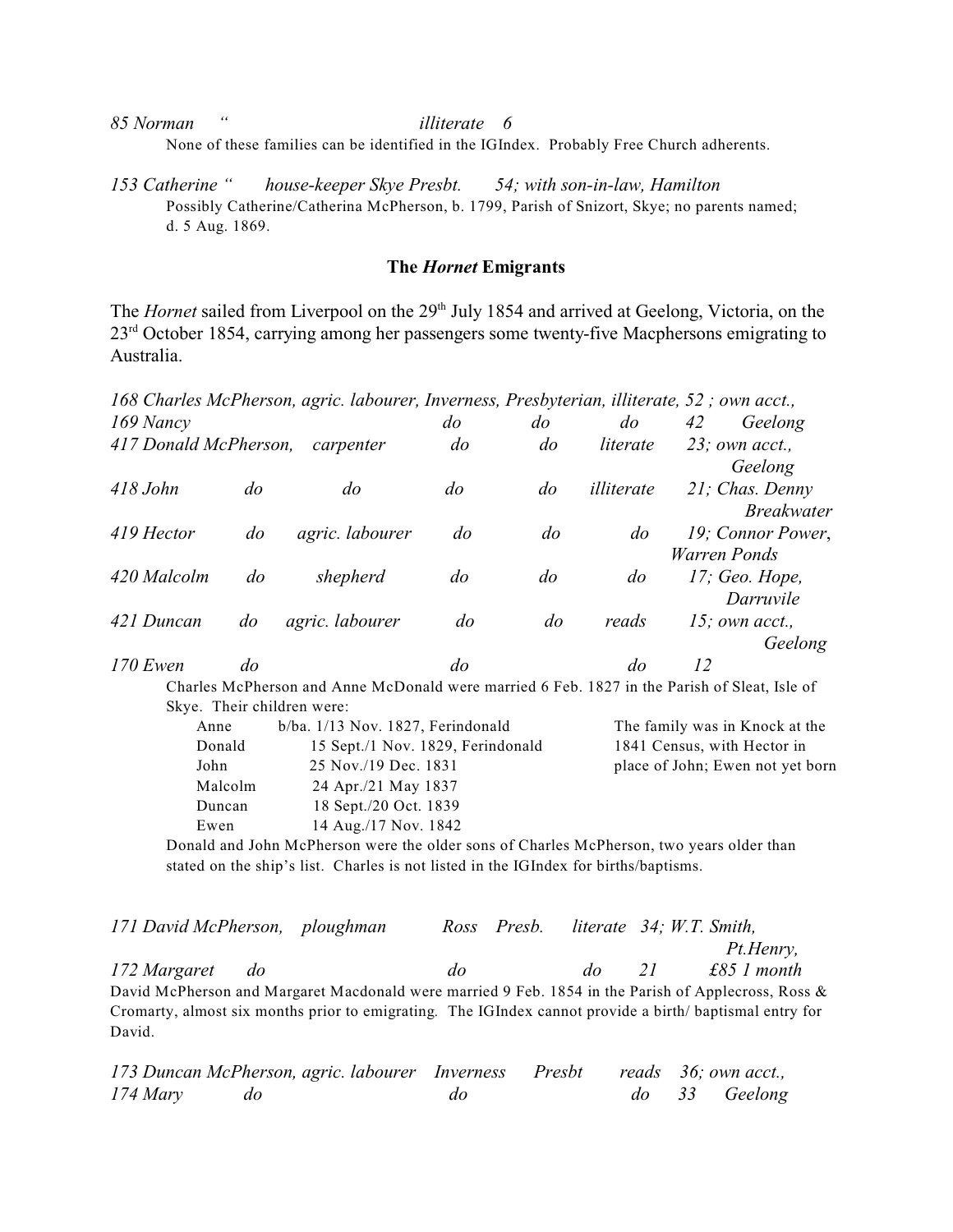*85 Norman     “                                        illiterate    6*

None of these families can be identified in the IGIndex. Probably Free Church adherents.

*153 Catherine “     house-keeper Skye Presbt.     54; with son-in-law, Hamilton*

Possibly Catherine/Catherina McPherson, b. 1799, Parish of Snizort, Skye; no parents named; d. 5 Aug. 1869.

**The *Hornet* Emigrants**

The *Hornet* sailed from Liverpool on the 29th July 1854 and arrived at Geelong, Victoria, on the 23rd October 1854, carrying among her passengers some twenty-five Macphersons emigrating to Australia.

| | | | | | | |
|---|---|---|---|---|---|---|
| *168 Charles McPherson,* | *agric. labourer,* | *Inverness,* | *Presbyterian,* | *illiterate,* | *52 ; own acct.,* | |
| *169 Nancy* | | *do* | *do* | *do* | *42* | *Geelong* |
| *417 Donald McPherson,* | *carpenter* | *do* | *do* | *literate* | *23; own acct., Geelong* | |
| *418 John do* | *do* | *do* | *do* | *illiterate* | *21; Chas. Denny Breakwater* | |
| *419 Hector do* | *agric. labourer* | *do* | *do* | *do* | *19; Connor Power, Warren Ponds* | |
| *420 Malcolm do* | *shepherd* | *do* | *do* | *do* | *17; Geo. Hope, Darruvile* | |
| *421 Duncan do* | *agric. labourer* | *do* | *do* | *reads* | *15; own acct., Geelong* | |
| *170 Ewen do* | | *do* | | *do* | *12* | |

Charles McPherson and Anne McDonald were married 6 Feb. 1827 in the Parish of Sleat, Isle of Skye. Their children were:

| | | |
|---|---|---|
| Anne | b/ba. 1/13 Nov. 1827, Ferindonald | The family was in Knock at the 1841 Census, with Hector in place of John; Ewen not yet born |
| Donald | 15 Sept./1 Nov. 1829, Ferindonald | |
| John | 25 Nov./19 Dec. 1831 | |
| Malcolm | 24 Apr./21 May 1837 | |
| Duncan | 18 Sept./20 Oct. 1839 | |
| Ewen | 14 Aug./17 Nov. 1842 | |

Donald and John McPherson were the older sons of Charles McPherson, two years older than stated on the ship's list. Charles is not listed in the IGIndex for births/baptisms.

| | | | | | | |
|---|---|---|---|---|---|---|
| *171 David McPherson,* | *ploughman* | *Ross* | *Presb.* | *literate* | *34; W.T. Smith, Pt.Henry,* | |
| *172 Margaret do* | | *do* | | *do* | *21* | *£85 1 month* |

David McPherson and Margaret Macdonald were married 9 Feb. 1854 in the Parish of Applecross, Ross & Cromarty, almost six months prior to emigrating. The IGIndex cannot provide a birth/ baptismal entry for David.

| | | | | | | |
|---|---|---|---|---|---|---|
| *173 Duncan McPherson,* | *agric. labourer* | *Inverness* | *Presbt* | *reads* | *36; own acct.,* | |
| *174 Mary do* | | *do* | | *do* | *33* | *Geelong* |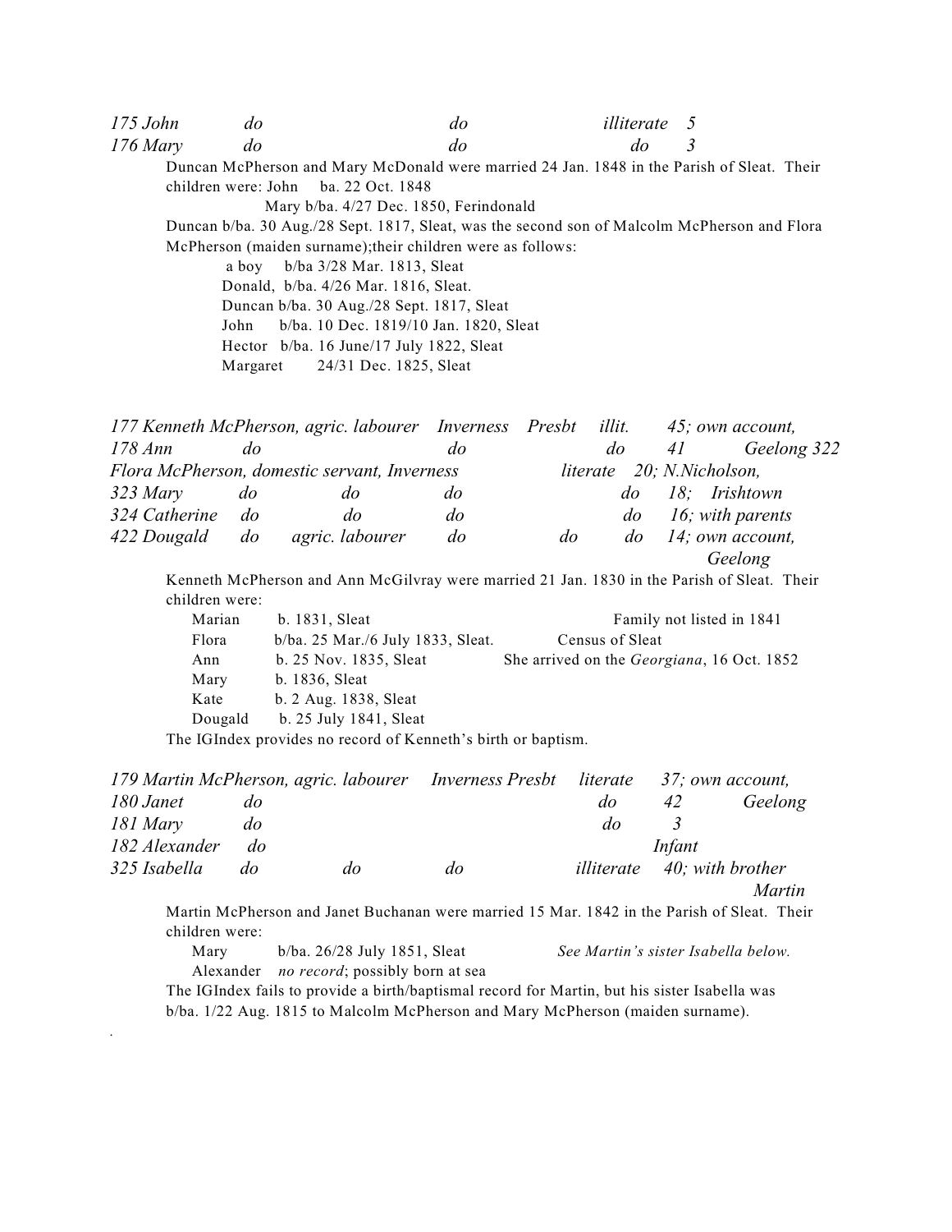*175 John do do illiterate 5*
*176 Mary do do do 3*

Duncan McPherson and Mary McDonald were married 24 Jan. 1848 in the Parish of Sleat. Their children were: John ba. 22 Oct. 1848
Mary b/ba. 4/27 Dec. 1850, Ferindonald

Duncan b/ba. 30 Aug./28 Sept. 1817, Sleat, was the second son of Malcolm McPherson and Flora McPherson (maiden surname);their children were as follows:

a boy b/ba 3/28 Mar. 1813, Sleat
Donald, b/ba. 4/26 Mar. 1816, Sleat.
Duncan b/ba. 30 Aug./28 Sept. 1817, Sleat
John b/ba. 10 Dec. 1819/10 Jan. 1820, Sleat
Hector b/ba. 16 June/17 July 1822, Sleat
Margaret 24/31 Dec. 1825, Sleat

*177 Kenneth McPherson, agric. labourer Inverness Presbt illit. 45; own account,*
*178 Ann do do do 41 Geelong 322*
*Flora McPherson, domestic servant, Inverness literate 20; N.Nicholson,*
*323 Mary do do do do 18; Irishtown*
*324 Catherine do do do do 16; with parents*
*422 Dougald do agric. labourer do do do 14; own account, Geelong*

Kenneth McPherson and Ann McGilvray were married 21 Jan. 1830 in the Parish of Sleat. Their children were:

Marian b. 1831, Sleat — Family not listed in 1841
Flora b/ba. 25 Mar./6 July 1833, Sleat. — Census of Sleat
Ann b. 25 Nov. 1835, Sleat — She arrived on the *Georgiana*, 16 Oct. 1852
Mary b. 1836, Sleat
Kate b. 2 Aug. 1838, Sleat
Dougald b. 25 July 1841, Sleat

The IGIndex provides no record of Kenneth's birth or baptism.

*179 Martin McPherson, agric. labourer Inverness Presbt literate 37; own account,*
*180 Janet do do 42 Geelong*
*181 Mary do do 3*
*182 Alexander do Infant*
*325 Isabella do do do illiterate 40; with brother Martin*

Martin McPherson and Janet Buchanan were married 15 Mar. 1842 in the Parish of Sleat. Their children were:

Mary b/ba. 26/28 July 1851, Sleat — *See Martin's sister Isabella below.*
Alexander *no record*; possibly born at sea

The IGIndex fails to provide a birth/baptismal record for Martin, but his sister Isabella was b/ba. 1/22 Aug. 1815 to Malcolm McPherson and Mary McPherson (maiden surname).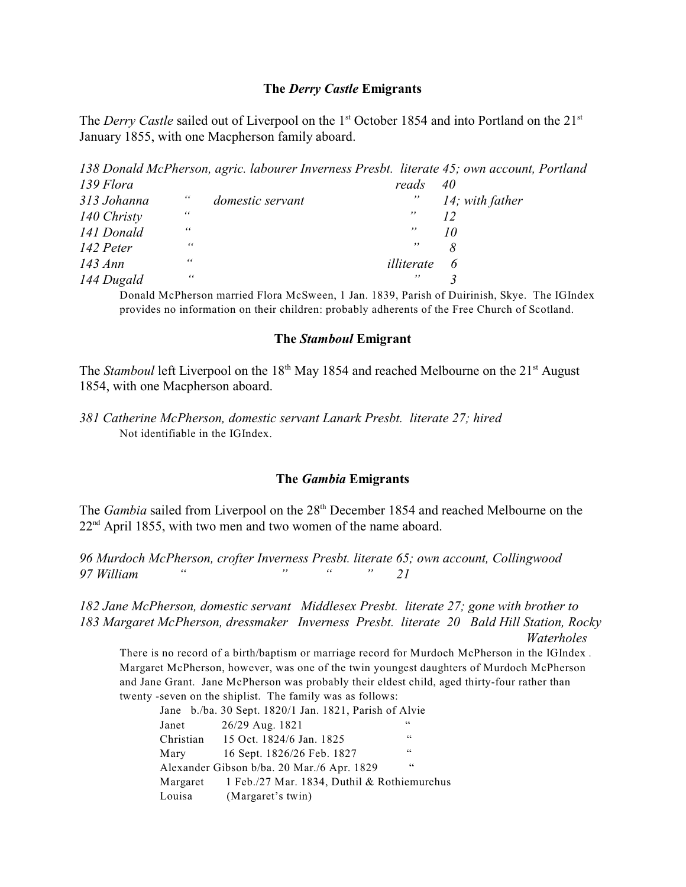### The *Derry Castle* Emigrants

The *Derry Castle* sailed out of Liverpool on the 1st October 1854 and into Portland on the 21st January 1855, with one Macpherson family aboard.

| | | | | |
|---|---|---|---|---|
| *138 Donald McPherson, agric. labourer* | *Inverness Presbt.* | *literate* | *45; own account, Portland* |
| *139 Flora* | | *reads* | *40* |
| *313 Johanna* | *“ domestic servant* | *”* | *14; with father* |
| *140 Christy* | *“* | *”* | *12* |
| *141 Donald* | *“* | *”* | *10* |
| *142 Peter* | *“* | *”* | *8* |
| *143 Ann* | *“* | *illiterate* | *6* |
| *144 Dugald* | *“* | *”* | *3* |

Donald McPherson married Flora McSween, 1 Jan. 1839, Parish of Duirinish, Skye. The IGIndex provides no information on their children: probably adherents of the Free Church of Scotland.

### The *Stamboul* Emigrant

The *Stamboul* left Liverpool on the 18th May 1854 and reached Melbourne on the 21st August 1854, with one Macpherson aboard.

*381 Catherine McPherson, domestic servant Lanark Presbt. literate 27; hired*

Not identifiable in the IGIndex.

### The *Gambia* Emigrants

The *Gambia* sailed from Liverpool on the 28th December 1854 and reached Melbourne on the 22nd April 1855, with two men and two women of the name aboard.

*96 Murdoch McPherson, crofter Inverness Presbt. literate 65; own account, Collingwood*
*97 William “ ” “ ” 21*

*182 Jane McPherson, domestic servant Middlesex Presbt. literate 27; gone with brother to*
*183 Margaret McPherson, dressmaker Inverness Presbt. literate 20 Bald Hill Station, Rocky Waterholes*

There is no record of a birth/baptism or marriage record for Murdoch McPherson in the IGIndex . Margaret McPherson, however, was one of the twin youngest daughters of Murdoch McPherson and Jane Grant. Jane McPherson was probably their eldest child, aged thirty-four rather than twenty -seven on the shiplist. The family was as follows:

| | | |
|---|---|---|
| Jane | b./ba. 30 Sept. 1820/1 Jan. 1821, | Parish of Alvie |
| Janet | 26/29 Aug. 1821 | “ |
| Christian | 15 Oct. 1824/6 Jan. 1825 | “ |
| Mary | 16 Sept. 1826/26 Feb. 1827 | “ |
| Alexander Gibson | b/ba. 20 Mar./6 Apr. 1829 | “ |
| Margaret | 1 Feb./27 Mar. 1834, | Duthil & Rothiemurchus |
| Louisa | (Margaret’s twin) | |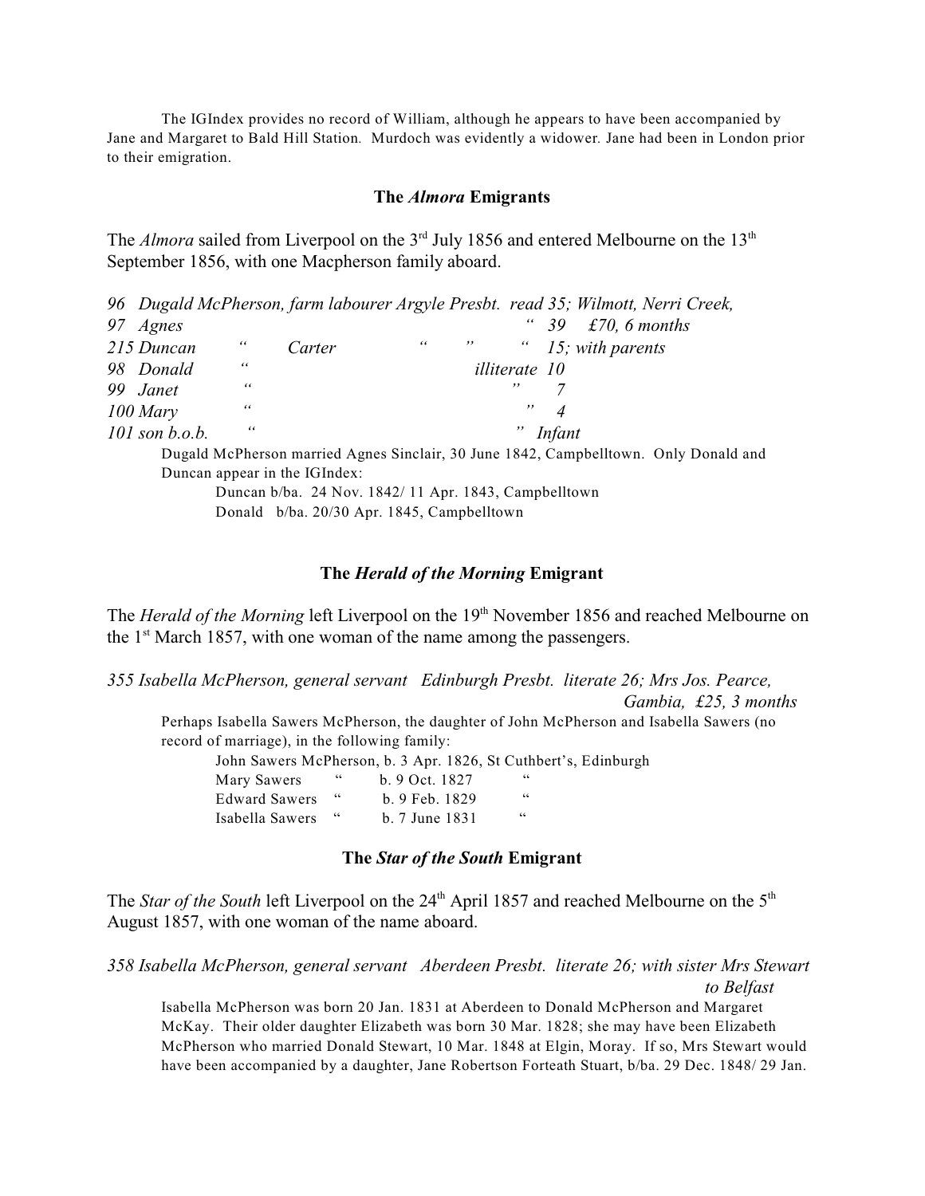The IGIndex provides no record of William, although he appears to have been accompanied by Jane and Margaret to Bald Hill Station. Murdoch was evidently a widower. Jane had been in London prior to their emigration.

## The *Almora* Emigrants

The *Almora* sailed from Liverpool on the 3rd July 1856 and entered Melbourne on the 13th September 1856, with one Macpherson family aboard.

| | | | | | |
|---|---|---|---|---|---|
| *96 Dugald McPherson,* | *farm labourer* | *Argyle Presbt.* | *read* | *35;* | *Wilmott, Nerri Creek,* |
| *97 Agnes* | | | *"* | *39* | *£70, 6 months* |
| *215 Duncan* | *" Carter* | *" "* | *"* | *15;* | *with parents* |
| *98 Donald* | *"* | | *illiterate* | *10* | |
| *99 Janet* | *"* | | *"* | *7* | |
| *100 Mary* | *"* | | *"* | *4* | |
| *101 son b.o.b.* | *"* | | *"* | *Infant* | |

Dugald McPherson married Agnes Sinclair, 30 June 1842, Campbelltown. Only Donald and Duncan appear in the IGIndex:

Duncan b/ba. 24 Nov. 1842/ 11 Apr. 1843, Campbelltown
Donald b/ba. 20/30 Apr. 1845, Campbelltown

## The *Herald of the Morning* Emigrant

The *Herald of the Morning* left Liverpool on the 19th November 1856 and reached Melbourne on the 1st March 1857, with one woman of the name among the passengers.

*355 Isabella McPherson, general servant Edinburgh Presbt. literate 26; Mrs Jos. Pearce, Gambia, £25, 3 months*

Perhaps Isabella Sawers McPherson, the daughter of John McPherson and Isabella Sawers (no record of marriage), in the following family:

| | | | |
|---|---|---|---|
| John Sawers McPherson, | | b. 3 Apr. 1826, | St Cuthbert's, Edinburgh |
| Mary Sawers | " | b. 9 Oct. 1827 | " |
| Edward Sawers | " | b. 9 Feb. 1829 | " |
| Isabella Sawers | " | b. 7 June 1831 | " |

## The *Star of the South* Emigrant

The *Star of the South* left Liverpool on the 24th April 1857 and reached Melbourne on the 5th August 1857, with one woman of the name aboard.

*358 Isabella McPherson, general servant Aberdeen Presbt. literate 26; with sister Mrs Stewart to Belfast*

Isabella McPherson was born 20 Jan. 1831 at Aberdeen to Donald McPherson and Margaret McKay. Their older daughter Elizabeth was born 30 Mar. 1828; she may have been Elizabeth McPherson who married Donald Stewart, 10 Mar. 1848 at Elgin, Moray. If so, Mrs Stewart would have been accompanied by a daughter, Jane Robertson Forteath Stuart, b/ba. 29 Dec. 1848/ 29 Jan.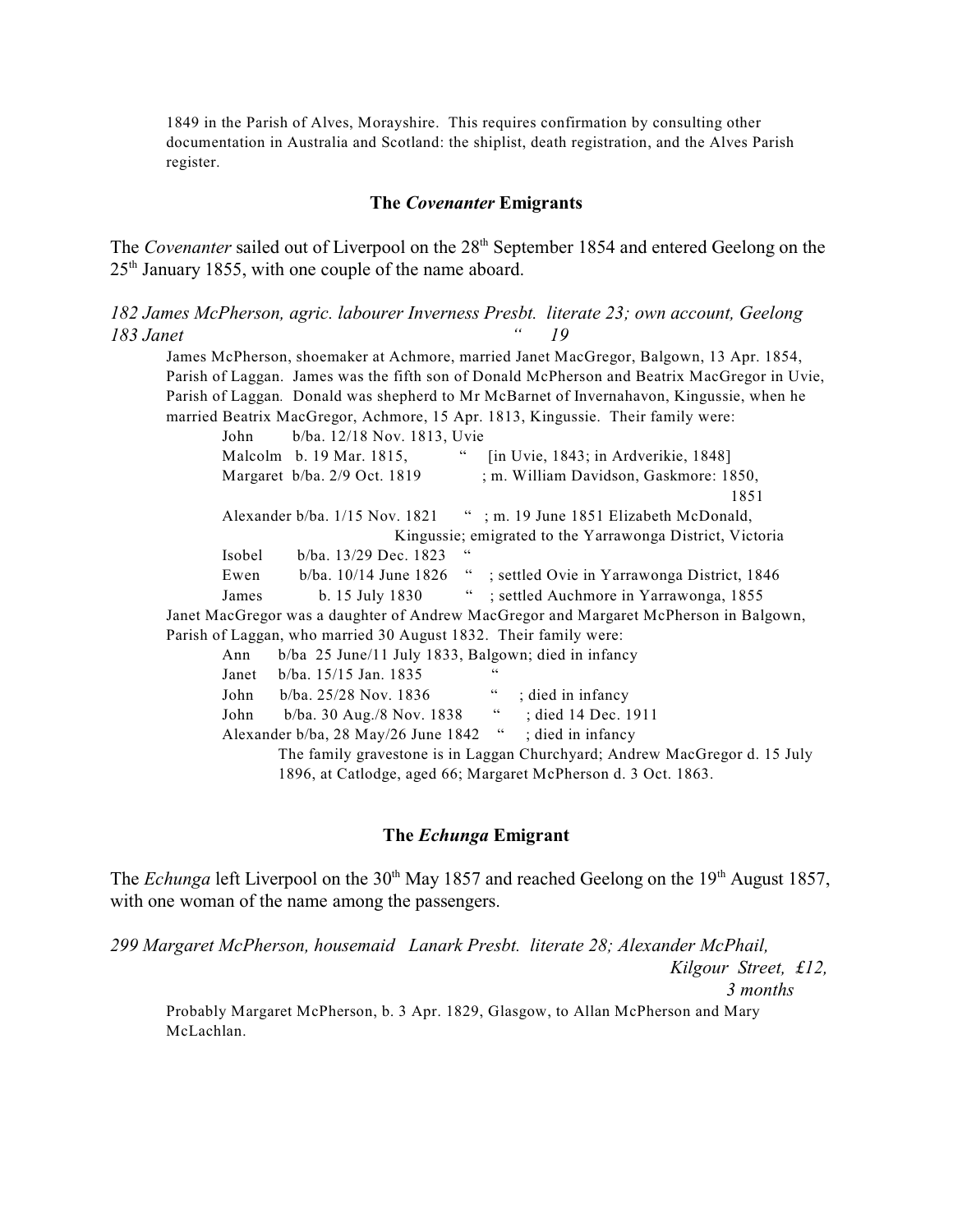1849 in the Parish of Alves, Morayshire. This requires confirmation by consulting other documentation in Australia and Scotland: the shiplist, death registration, and the Alves Parish register.

### The *Covenanter* Emigrants

The *Covenanter* sailed out of Liverpool on the 28th September 1854 and entered Geelong on the 25th January 1855, with one couple of the name aboard.

*182 James McPherson, agric. labourer Inverness Presbt. literate 23; own account, Geelong*
*183 Janet " 19*

James McPherson, shoemaker at Achmore, married Janet MacGregor, Balgown, 13 Apr. 1854, Parish of Laggan. James was the fifth son of Donald McPherson and Beatrix MacGregor in Uvie, Parish of Laggan. Donald was shepherd to Mr McBarnet of Invernahavon, Kingussie, when he married Beatrix MacGregor, Achmore, 15 Apr. 1813, Kingussie. Their family were:

- John b/ba. 12/18 Nov. 1813, Uvie
- Malcolm b. 19 Mar. 1815, " [in Uvie, 1843; in Ardverikie, 1848]
- Margaret b/ba. 2/9 Oct. 1819 ; m. William Davidson, Gaskmore: 1850, 1851
- Alexander b/ba. 1/15 Nov. 1821 " ; m. 19 June 1851 Elizabeth McDonald, Kingussie; emigrated to the Yarrawonga District, Victoria
- Isobel b/ba. 13/29 Dec. 1823 "
- Ewen b/ba. 10/14 June 1826 " ; settled Ovie in Yarrawonga District, 1846
- James b. 15 July 1830 " ; settled Auchmore in Yarrawonga, 1855

Janet MacGregor was a daughter of Andrew MacGregor and Margaret McPherson in Balgown, Parish of Laggan, who married 30 August 1832. Their family were:

- Ann b/ba 25 June/11 July 1833, Balgown; died in infancy
- Janet b/ba. 15/15 Jan. 1835 "
- John b/ba. 25/28 Nov. 1836 " ; died in infancy
- John b/ba. 30 Aug./8 Nov. 1838 " ; died 14 Dec. 1911
- Alexander b/ba, 28 May/26 June 1842 " ; died in infancy

The family gravestone is in Laggan Churchyard; Andrew MacGregor d. 15 July 1896, at Catlodge, aged 66; Margaret McPherson d. 3 Oct. 1863.

### The *Echunga* Emigrant

The *Echunga* left Liverpool on the 30th May 1857 and reached Geelong on the 19th August 1857, with one woman of the name among the passengers.

*299 Margaret McPherson, housemaid Lanark Presbt. literate 28; Alexander McPhail, Kilgour Street, £12, 3 months*

Probably Margaret McPherson, b. 3 Apr. 1829, Glasgow, to Allan McPherson and Mary McLachlan.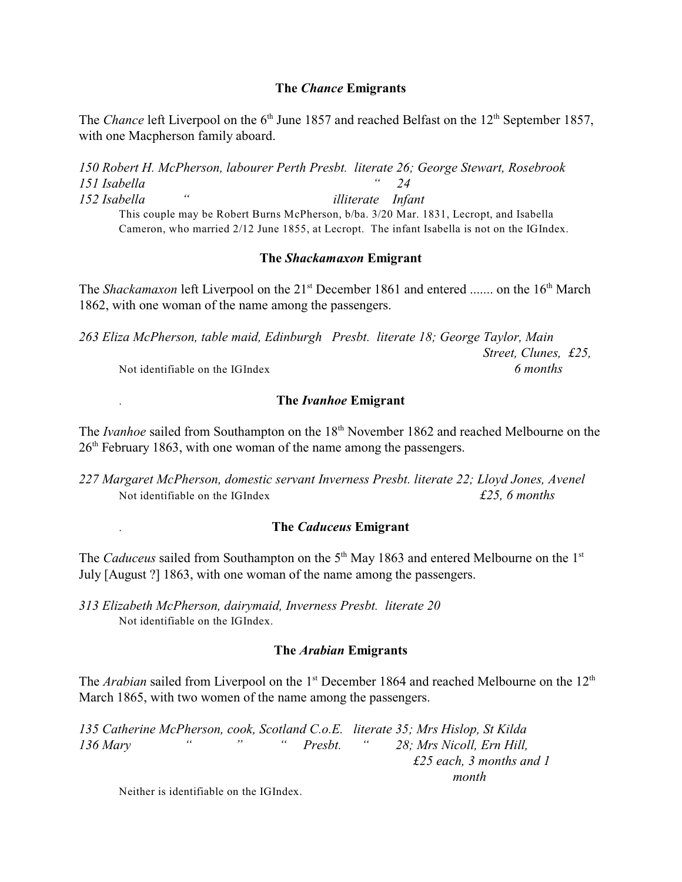### The *Chance* Emigrants

The *Chance* left Liverpool on the 6th June 1857 and reached Belfast on the 12th September 1857, with one Macpherson family aboard.

*150 Robert H. McPherson, labourer Perth Presbt. literate 26; George Stewart, Rosebrook*
*151 Isabella " 24*
*152 Isabella " illiterate Infant*

This couple may be Robert Burns McPherson, b/ba. 3/20 Mar. 1831, Lecropt, and Isabella Cameron, who married 2/12 June 1855, at Lecropt. The infant Isabella is not on the IGIndex.

### The *Shackamaxon* Emigrant

The *Shackamaxon* left Liverpool on the 21st December 1861 and entered ....... on the 16th March 1862, with one woman of the name among the passengers.

*263 Eliza McPherson, table maid, Edinburgh Presbt. literate 18; George Taylor, Main Street, Clunes, £25, 6 months*

Not identifiable on the IGIndex

### The *Ivanhoe* Emigrant

The *Ivanhoe* sailed from Southampton on the 18th November 1862 and reached Melbourne on the 26th February 1863, with one woman of the name among the passengers.

*227 Margaret McPherson, domestic servant Inverness Presbt. literate 22; Lloyd Jones, Avenel £25, 6 months*

Not identifiable on the IGIndex

### The *Caduceus* Emigrant

The *Caduceus* sailed from Southampton on the 5th May 1863 and entered Melbourne on the 1st July [August ?] 1863, with one woman of the name among the passengers.

*313 Elizabeth McPherson, dairymaid, Inverness Presbt. literate 20*

Not identifiable on the IGIndex.

### The *Arabian* Emigrants

The *Arabian* sailed from Liverpool on the 1st December 1864 and reached Melbourne on the 12th March 1865, with two women of the name among the passengers.

*135 Catherine McPherson, cook, Scotland C.o.E. literate 35; Mrs Hislop, St Kilda*
*136 Mary " " " Presbt. " 28; Mrs Nicoll, Ern Hill, £25 each, 3 months and 1 month*

Neither is identifiable on the IGIndex.